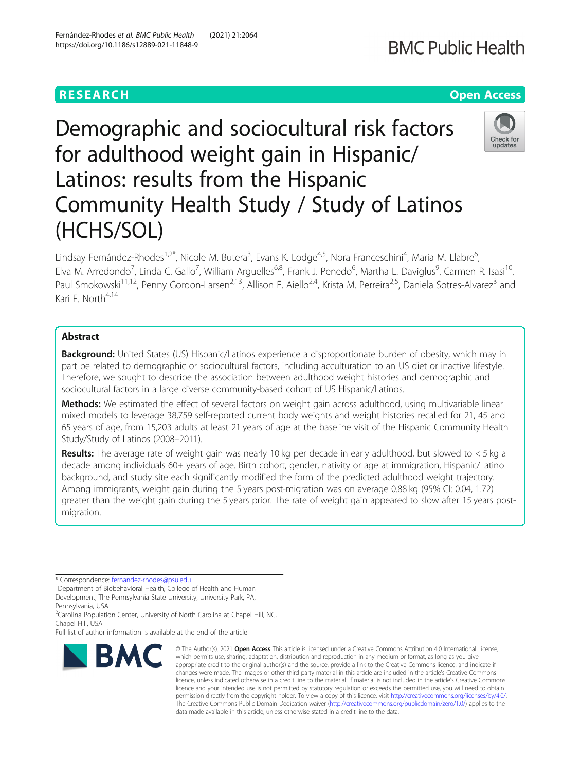RESEARCH

Open Access

# Demographic and sociocultural risk factors for adulthood weight gain in Hispanic/Latinos: results from the Hispanic Community Health Study / Study of Latinos (HCHS/SOL)

Lindsay Fernández-Rhodes[1,2*], Nicole M. Butera[3], Evans K. Lodge[4,5], Nora Franceschini[4], Maria M. Llabre[6], Elva M. Arredondo[7], Linda C. Gallo[7], William Arguelles[6,8], Frank J. Penedo[6], Martha L. Daviglus[9], Carmen R. Isasi[10], Paul Smokowski[11,12], Penny Gordon-Larsen[2,13], Allison E. Aiello[2,4], Krista M. Perreira[2,5], Daniela Sotres-Alvarez[3] and Kari E. North[4,14]

## Abstract

**Background:** United States (US) Hispanic/Latinos experience a disproportionate burden of obesity, which may in part be related to demographic or sociocultural factors, including acculturation to an US diet or inactive lifestyle. Therefore, we sought to describe the association between adulthood weight histories and demographic and sociocultural factors in a large diverse community-based cohort of US Hispanic/Latinos.

**Methods:** We estimated the effect of several factors on weight gain across adulthood, using multivariable linear mixed models to leverage 38,759 self-reported current body weights and weight histories recalled for 21, 45 and 65 years of age, from 15,203 adults at least 21 years of age at the baseline visit of the Hispanic Community Health Study/Study of Latinos (2008–2011).

**Results:** The average rate of weight gain was nearly 10 kg per decade in early adulthood, but slowed to < 5 kg a decade among individuals 60+ years of age. Birth cohort, gender, nativity or age at immigration, Hispanic/Latino background, and study site each significantly modified the form of the predicted adulthood weight trajectory. Among immigrants, weight gain during the 5 years post-migration was on average 0.88 kg (95% CI: 0.04, 1.72) greater than the weight gain during the 5 years prior. The rate of weight gain appeared to slow after 15 years post-migration.

\* Correspondence: fernandez-rhodes@psu.edu

[1]Department of Biobehavioral Health, College of Health and Human Development, The Pennsylvania State University, University Park, PA, Pennsylvania, USA

[2]Carolina Population Center, University of North Carolina at Chapel Hill, NC, Chapel Hill, USA

Full list of author information is available at the end of the article

© The Author(s). 2021 **Open Access** This article is licensed under a Creative Commons Attribution 4.0 International License, which permits use, sharing, adaptation, distribution and reproduction in any medium or format, as long as you give appropriate credit to the original author(s) and the source, provide a link to the Creative Commons licence, and indicate if changes were made. The images or other third party material in this article are included in the article's Creative Commons licence, unless indicated otherwise in a credit line to the material. If material is not included in the article's Creative Commons licence and your intended use is not permitted by statutory regulation or exceeds the permitted use, you will need to obtain permission directly from the copyright holder. To view a copy of this licence, visit http://creativecommons.org/licenses/by/4.0/. The Creative Commons Public Domain Dedication waiver (http://creativecommons.org/publicdomain/zero/1.0/) applies to the data made available in this article, unless otherwise stated in a credit line to the data.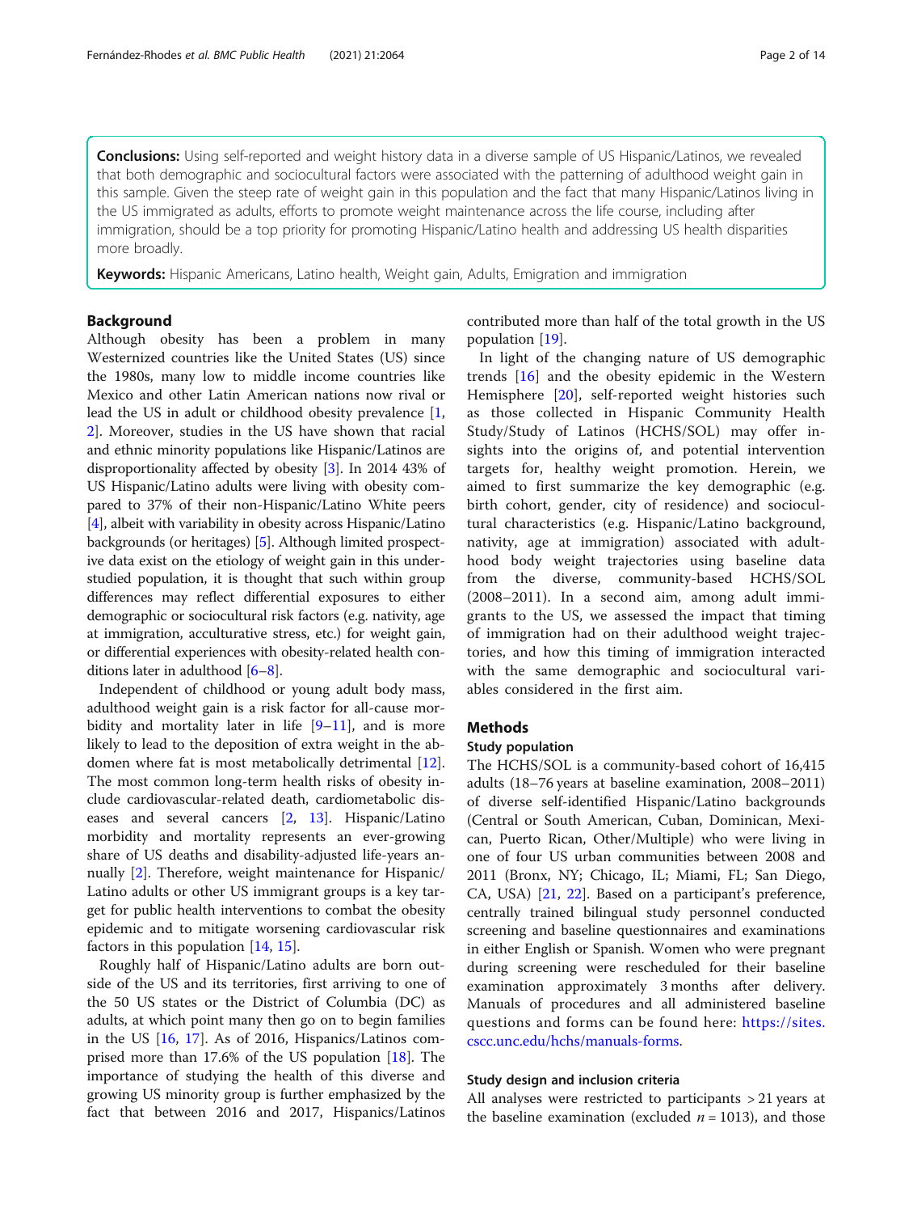**Conclusions:** Using self-reported and weight history data in a diverse sample of US Hispanic/Latinos, we revealed that both demographic and sociocultural factors were associated with the patterning of adulthood weight gain in this sample. Given the steep rate of weight gain in this population and the fact that many Hispanic/Latinos living in the US immigrated as adults, efforts to promote weight maintenance across the life course, including after immigration, should be a top priority for promoting Hispanic/Latino health and addressing US health disparities more broadly.

**Keywords:** Hispanic Americans, Latino health, Weight gain, Adults, Emigration and immigration

## Background

Although obesity has been a problem in many Westernized countries like the United States (US) since the 1980s, many low to middle income countries like Mexico and other Latin American nations now rival or lead the US in adult or childhood obesity prevalence [1, 2]. Moreover, studies in the US have shown that racial and ethnic minority populations like Hispanic/Latinos are disproportionality affected by obesity [3]. In 2014 43% of US Hispanic/Latino adults were living with obesity compared to 37% of their non-Hispanic/Latino White peers [4], albeit with variability in obesity across Hispanic/Latino backgrounds (or heritages) [5]. Although limited prospective data exist on the etiology of weight gain in this understudied population, it is thought that such within group differences may reflect differential exposures to either demographic or sociocultural risk factors (e.g. nativity, age at immigration, acculturative stress, etc.) for weight gain, or differential experiences with obesity-related health conditions later in adulthood [6–8].

Independent of childhood or young adult body mass, adulthood weight gain is a risk factor for all-cause morbidity and mortality later in life [9–11], and is more likely to lead to the deposition of extra weight in the abdomen where fat is most metabolically detrimental [12]. The most common long-term health risks of obesity include cardiovascular-related death, cardiometabolic diseases and several cancers [2, 13]. Hispanic/Latino morbidity and mortality represents an ever-growing share of US deaths and disability-adjusted life-years annually [2]. Therefore, weight maintenance for Hispanic/Latino adults or other US immigrant groups is a key target for public health interventions to combat the obesity epidemic and to mitigate worsening cardiovascular risk factors in this population [14, 15].

Roughly half of Hispanic/Latino adults are born outside of the US and its territories, first arriving to one of the 50 US states or the District of Columbia (DC) as adults, at which point many then go on to begin families in the US [16, 17]. As of 2016, Hispanics/Latinos comprised more than 17.6% of the US population [18]. The importance of studying the health of this diverse and growing US minority group is further emphasized by the fact that between 2016 and 2017, Hispanics/Latinos contributed more than half of the total growth in the US population [19].

In light of the changing nature of US demographic trends [16] and the obesity epidemic in the Western Hemisphere [20], self-reported weight histories such as those collected in Hispanic Community Health Study/Study of Latinos (HCHS/SOL) may offer insights into the origins of, and potential intervention targets for, healthy weight promotion. Herein, we aimed to first summarize the key demographic (e.g. birth cohort, gender, city of residence) and sociocultural characteristics (e.g. Hispanic/Latino background, nativity, age at immigration) associated with adulthood body weight trajectories using baseline data from the diverse, community-based HCHS/SOL (2008–2011). In a second aim, among adult immigrants to the US, we assessed the impact that timing of immigration had on their adulthood weight trajectories, and how this timing of immigration interacted with the same demographic and sociocultural variables considered in the first aim.

## Methods

### Study population

The HCHS/SOL is a community-based cohort of 16,415 adults (18–76 years at baseline examination, 2008–2011) of diverse self-identified Hispanic/Latino backgrounds (Central or South American, Cuban, Dominican, Mexican, Puerto Rican, Other/Multiple) who were living in one of four US urban communities between 2008 and 2011 (Bronx, NY; Chicago, IL; Miami, FL; San Diego, CA, USA) [21, 22]. Based on a participant's preference, centrally trained bilingual study personnel conducted screening and baseline questionnaires and examinations in either English or Spanish. Women who were pregnant during screening were rescheduled for their baseline examination approximately 3 months after delivery. Manuals of procedures and all administered baseline questions and forms can be found here: https://sites.cscc.unc.edu/hchs/manuals-forms.

### Study design and inclusion criteria

All analyses were restricted to participants > 21 years at the baseline examination (excluded $n = 1013$), and those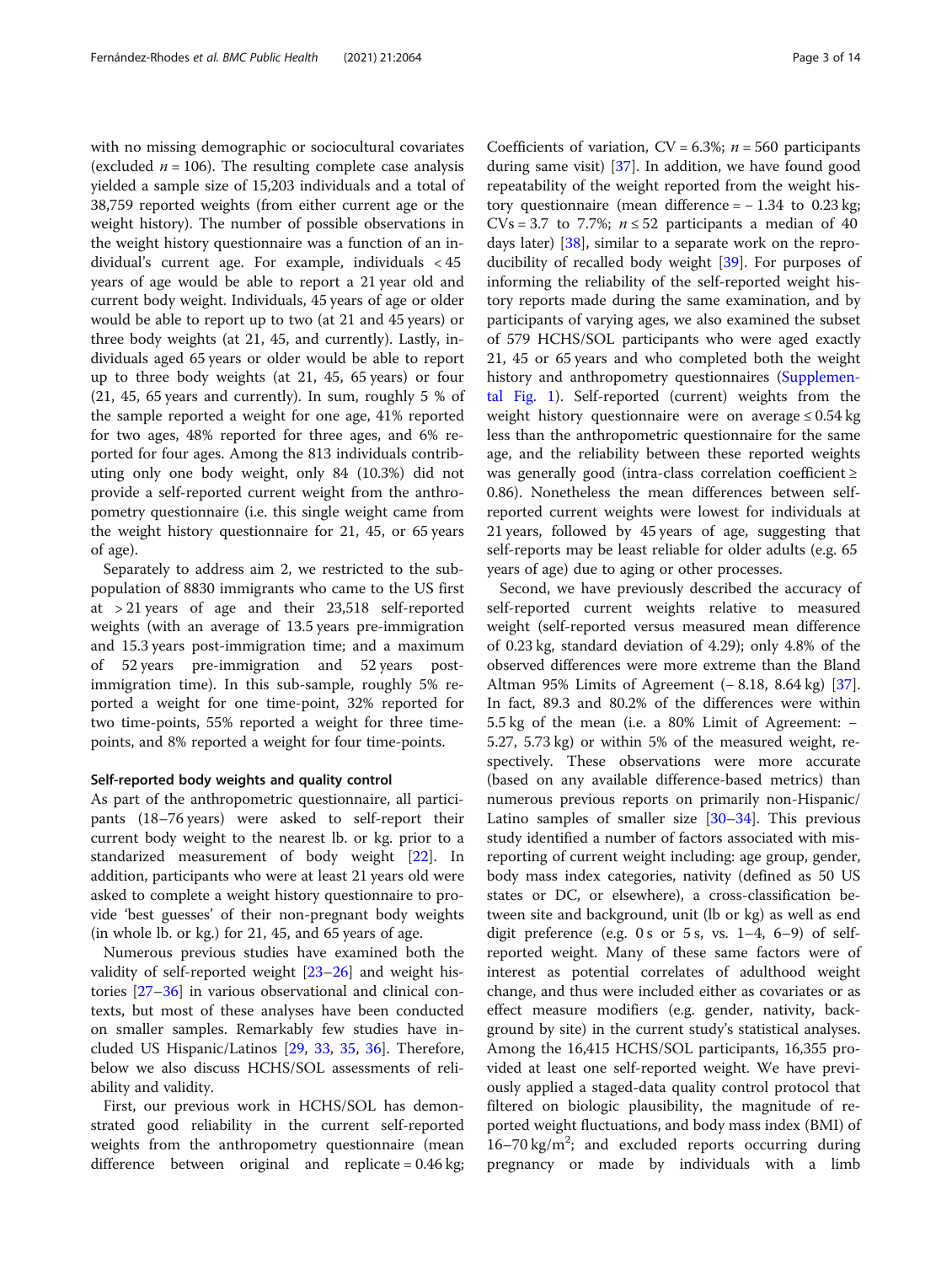with no missing demographic or sociocultural covariates (excluded $n = 106$). The resulting complete case analysis yielded a sample size of 15,203 individuals and a total of 38,759 reported weights (from either current age or the weight history). The number of possible observations in the weight history questionnaire was a function of an individual's current age. For example, individuals < 45 years of age would be able to report a 21 year old and current body weight. Individuals, 45 years of age or older would be able to report up to two (at 21 and 45 years) or three body weights (at 21, 45, and currently). Lastly, individuals aged 65 years or older would be able to report up to three body weights (at 21, 45, 65 years) or four (21, 45, 65 years and currently). In sum, roughly 5 % of the sample reported a weight for one age, 41% reported for two ages, 48% reported for three ages, and 6% reported for four ages. Among the 813 individuals contributing only one body weight, only 84 (10.3%) did not provide a self-reported current weight from the anthropometry questionnaire (i.e. this single weight came from the weight history questionnaire for 21, 45, or 65 years of age).

Separately to address aim 2, we restricted to the subpopulation of 8830 immigrants who came to the US first at > 21 years of age and their 23,518 self-reported weights (with an average of 13.5 years pre-immigration and 15.3 years post-immigration time; and a maximum of 52 years pre-immigration and 52 years post-immigration time). In this sub-sample, roughly 5% reported a weight for one time-point, 32% reported for two time-points, 55% reported a weight for three time-points, and 8% reported a weight for four time-points.

#### Self-reported body weights and quality control

As part of the anthropometric questionnaire, all participants (18–76 years) were asked to self-report their current body weight to the nearest lb. or kg. prior to a standardized measurement of body weight [22]. In addition, participants who were at least 21 years old were asked to complete a weight history questionnaire to provide 'best guesses' of their non-pregnant body weights (in whole lb. or kg.) for 21, 45, and 65 years of age.

Numerous previous studies have examined both the validity of self-reported weight [23–26] and weight histories [27–36] in various observational and clinical contexts, but most of these analyses have been conducted on smaller samples. Remarkably few studies have included US Hispanic/Latinos [29, 33, 35, 36]. Therefore, below we also discuss HCHS/SOL assessments of reliability and validity.

First, our previous work in HCHS/SOL has demonstrated good reliability in the current self-reported weights from the anthropometry questionnaire (mean difference between original and replicate = 0.46 kg; Coefficients of variation, CV = 6.3%; $n = 560$ participants during same visit) [37]. In addition, we have found good repeatability of the weight reported from the weight history questionnaire (mean difference = − 1.34 to 0.23 kg; CVs = 3.7 to 7.7%; $n \leq 52$ participants a median of 40 days later) [38], similar to a separate work on the reproducibility of recalled body weight [39]. For purposes of informing the reliability of the self-reported weight history reports made during the same examination, and by participants of varying ages, we also examined the subset of 579 HCHS/SOL participants who were aged exactly 21, 45 or 65 years and who completed both the weight history and anthropometry questionnaires (Supplemental Fig. 1). Self-reported (current) weights from the weight history questionnaire were on average ≤ 0.54 kg less than the anthropometric questionnaire for the same age, and the reliability between these reported weights was generally good (intra-class correlation coefficient ≥ 0.86). Nonetheless the mean differences between self-reported current weights were lowest for individuals at 21 years, followed by 45 years of age, suggesting that self-reports may be least reliable for older adults (e.g. 65 years of age) due to aging or other processes.

Second, we have previously described the accuracy of self-reported current weights relative to measured weight (self-reported versus measured mean difference of 0.23 kg, standard deviation of 4.29); only 4.8% of the observed differences were more extreme than the Bland Altman 95% Limits of Agreement (− 8.18, 8.64 kg) [37]. In fact, 89.3 and 80.2% of the differences were within 5.5 kg of the mean (i.e. a 80% Limit of Agreement: − 5.27, 5.73 kg) or within 5% of the measured weight, respectively. These observations were more accurate (based on any available difference-based metrics) than numerous previous reports on primarily non-Hispanic/Latino samples of smaller size [30–34]. This previous study identified a number of factors associated with misreporting of current weight including: age group, gender, body mass index categories, nativity (defined as 50 US states or DC, or elsewhere), a cross-classification between site and background, unit (lb or kg) as well as end digit preference (e.g. 0 s or 5 s, vs. 1–4, 6–9) of self-reported weight. Many of these same factors were of interest as potential correlates of adulthood weight change, and thus were included either as covariates or as effect measure modifiers (e.g. gender, nativity, background by site) in the current study's statistical analyses. Among the 16,415 HCHS/SOL participants, 16,355 provided at least one self-reported weight. We have previously applied a staged-data quality control protocol that filtered on biologic plausibility, the magnitude of reported weight fluctuations, and body mass index (BMI) of 16–70 kg/m$^2$; and excluded reports occurring during pregnancy or made by individuals with a limb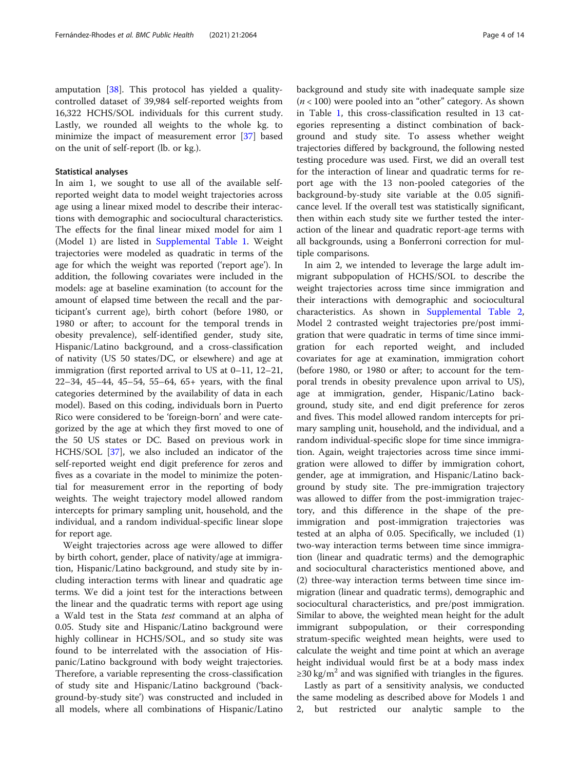amputation [38]. This protocol has yielded a quality-controlled dataset of 39,984 self-reported weights from 16,322 HCHS/SOL individuals for this current study. Lastly, we rounded all weights to the whole kg. to minimize the impact of measurement error [37] based on the unit of self-report (lb. or kg.).

### Statistical analyses

In aim 1, we sought to use all of the available self-reported weight data to model weight trajectories across age using a linear mixed model to describe their interactions with demographic and sociocultural characteristics. The effects for the final linear mixed model for aim 1 (Model 1) are listed in Supplemental Table 1. Weight trajectories were modeled as quadratic in terms of the age for which the weight was reported ('report age'). In addition, the following covariates were included in the models: age at baseline examination (to account for the amount of elapsed time between the recall and the participant's current age), birth cohort (before 1980, or 1980 or after; to account for the temporal trends in obesity prevalence), self-identified gender, study site, Hispanic/Latino background, and a cross-classification of nativity (US 50 states/DC, or elsewhere) and age at immigration (first reported arrival to US at 0–11, 12–21, 22–34, 45–44, 45–54, 55–64, 65+ years, with the final categories determined by the availability of data in each model). Based on this coding, individuals born in Puerto Rico were considered to be 'foreign-born' and were categorized by the age at which they first moved to one of the 50 US states or DC. Based on previous work in HCHS/SOL [37], we also included an indicator of the self-reported weight end digit preference for zeros and fives as a covariate in the model to minimize the potential for measurement error in the reporting of body weights. The weight trajectory model allowed random intercepts for primary sampling unit, household, and the individual, and a random individual-specific linear slope for report age.

Weight trajectories across age were allowed to differ by birth cohort, gender, place of nativity/age at immigration, Hispanic/Latino background, and study site by including interaction terms with linear and quadratic age terms. We did a joint test for the interactions between the linear and the quadratic terms with report age using a Wald test in the Stata *test* command at an alpha of 0.05. Study site and Hispanic/Latino background were highly collinear in HCHS/SOL, and so study site was found to be interrelated with the association of Hispanic/Latino background with body weight trajectories. Therefore, a variable representing the cross-classification of study site and Hispanic/Latino background ('background-by-study site') was constructed and included in all models, where all combinations of Hispanic/Latino background and study site with inadequate sample size ($n < 100$) were pooled into an "other" category. As shown in Table 1, this cross-classification resulted in 13 categories representing a distinct combination of background and study site. To assess whether weight trajectories differed by background, the following nested testing procedure was used. First, we did an overall test for the interaction of linear and quadratic terms for report age with the 13 non-pooled categories of the background-by-study site variable at the 0.05 significance level. If the overall test was statistically significant, then within each study site we further tested the interaction of the linear and quadratic report-age terms with all backgrounds, using a Bonferroni correction for multiple comparisons.

In aim 2, we intended to leverage the large adult immigrant subpopulation of HCHS/SOL to describe the weight trajectories across time since immigration and their interactions with demographic and sociocultural characteristics. As shown in Supplemental Table 2, Model 2 contrasted weight trajectories pre/post immigration that were quadratic in terms of time since immigration for each reported weight, and included covariates for age at examination, immigration cohort (before 1980, or 1980 or after; to account for the temporal trends in obesity prevalence upon arrival to US), age at immigration, gender, Hispanic/Latino background, study site, and end digit preference for zeros and fives. This model allowed random intercepts for primary sampling unit, household, and the individual, and a random individual-specific slope for time since immigration. Again, weight trajectories across time since immigration were allowed to differ by immigration cohort, gender, age at immigration, and Hispanic/Latino background by study site. The pre-immigration trajectory was allowed to differ from the post-immigration trajectory, and this difference in the shape of the pre-immigration and post-immigration trajectories was tested at an alpha of 0.05. Specifically, we included (1) two-way interaction terms between time since immigration (linear and quadratic terms) and the demographic and sociocultural characteristics mentioned above, and (2) three-way interaction terms between time since immigration (linear and quadratic terms), demographic and sociocultural characteristics, and pre/post immigration. Similar to above, the weighted mean height for the adult immigrant subpopulation, or their corresponding stratum-specific weighted mean heights, were used to calculate the weight and time point at which an average height individual would first be at a body mass index $\geq 30\ \text{kg/m}^2$ and was signified with triangles in the figures.

Lastly as part of a sensitivity analysis, we conducted the same modeling as described above for Models 1 and 2, but restricted our analytic sample to the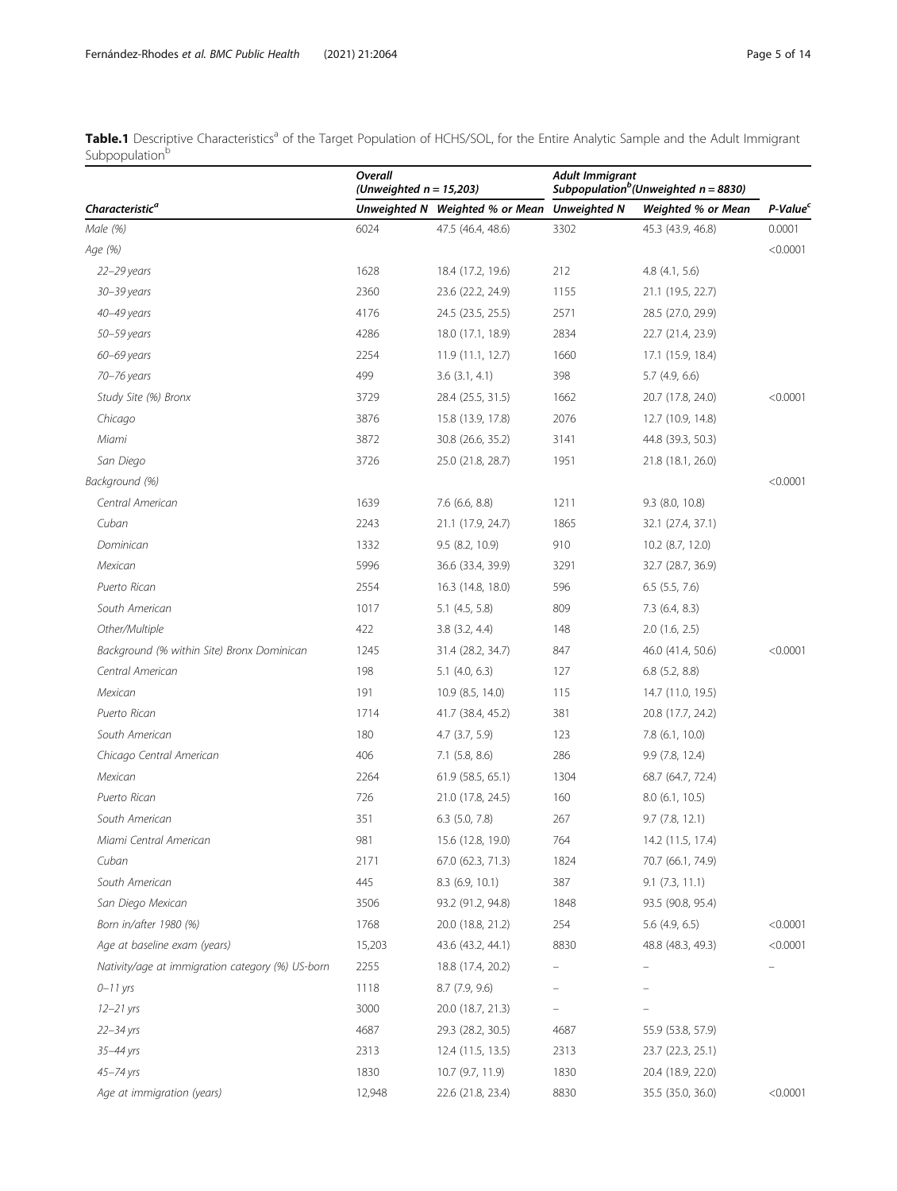**Table.1** Descriptive Characteristics[a] of the Target Population of HCHS/SOL, for the Entire Analytic Sample and the Adult Immigrant Subpopulation[b]

| *Characteristic*[a] | *Overall (Unweighted n = 15,203)* | | *Adult Immigrant Subpopulation*[b] *(Unweighted n = 8830)* | | |
|---|---|---|---|---|---|
| | *Unweighted N* | *Weighted % or Mean* | *Unweighted N* | *Weighted % or Mean* | *P-Value*[c] |
| *Male (%)* | 6024 | 47.5 (46.4, 48.6) | 3302 | 45.3 (43.9, 46.8) | 0.0001 |
| *Age (%)* | | | | | <0.0001 |
| *22–29 years* | 1628 | 18.4 (17.2, 19.6) | 212 | 4.8 (4.1, 5.6) | |
| *30–39 years* | 2360 | 23.6 (22.2, 24.9) | 1155 | 21.1 (19.5, 22.7) | |
| *40–49 years* | 4176 | 24.5 (23.5, 25.5) | 2571 | 28.5 (27.0, 29.9) | |
| *50–59 years* | 4286 | 18.0 (17.1, 18.9) | 2834 | 22.7 (21.4, 23.9) | |
| *60–69 years* | 2254 | 11.9 (11.1, 12.7) | 1660 | 17.1 (15.9, 18.4) | |
| *70–76 years* | 499 | 3.6 (3.1, 4.1) | 398 | 5.7 (4.9, 6.6) | |
| *Study Site (%) Bronx* | 3729 | 28.4 (25.5, 31.5) | 1662 | 20.7 (17.8, 24.0) | <0.0001 |
| *Chicago* | 3876 | 15.8 (13.9, 17.8) | 2076 | 12.7 (10.9, 14.8) | |
| *Miami* | 3872 | 30.8 (26.6, 35.2) | 3141 | 44.8 (39.3, 50.3) | |
| *San Diego* | 3726 | 25.0 (21.8, 28.7) | 1951 | 21.8 (18.1, 26.0) | |
| *Background (%)* | | | | | <0.0001 |
| *Central American* | 1639 | 7.6 (6.6, 8.8) | 1211 | 9.3 (8.0, 10.8) | |
| *Cuban* | 2243 | 21.1 (17.9, 24.7) | 1865 | 32.1 (27.4, 37.1) | |
| *Dominican* | 1332 | 9.5 (8.2, 10.9) | 910 | 10.2 (8.7, 12.0) | |
| *Mexican* | 5996 | 36.6 (33.4, 39.9) | 3291 | 32.7 (28.7, 36.9) | |
| *Puerto Rican* | 2554 | 16.3 (14.8, 18.0) | 596 | 6.5 (5.5, 7.6) | |
| *South American* | 1017 | 5.1 (4.5, 5.8) | 809 | 7.3 (6.4, 8.3) | |
| *Other/Multiple* | 422 | 3.8 (3.2, 4.4) | 148 | 2.0 (1.6, 2.5) | |
| *Background (% within Site) Bronx Dominican* | 1245 | 31.4 (28.2, 34.7) | 847 | 46.0 (41.4, 50.6) | <0.0001 |
| *Central American* | 198 | 5.1 (4.0, 6.3) | 127 | 6.8 (5.2, 8.8) | |
| *Mexican* | 191 | 10.9 (8.5, 14.0) | 115 | 14.7 (11.0, 19.5) | |
| *Puerto Rican* | 1714 | 41.7 (38.4, 45.2) | 381 | 20.8 (17.7, 24.2) | |
| *South American* | 180 | 4.7 (3.7, 5.9) | 123 | 7.8 (6.1, 10.0) | |
| *Chicago Central American* | 406 | 7.1 (5.8, 8.6) | 286 | 9.9 (7.8, 12.4) | |
| *Mexican* | 2264 | 61.9 (58.5, 65.1) | 1304 | 68.7 (64.7, 72.4) | |
| *Puerto Rican* | 726 | 21.0 (17.8, 24.5) | 160 | 8.0 (6.1, 10.5) | |
| *South American* | 351 | 6.3 (5.0, 7.8) | 267 | 9.7 (7.8, 12.1) | |
| *Miami Central American* | 981 | 15.6 (12.8, 19.0) | 764 | 14.2 (11.5, 17.4) | |
| *Cuban* | 2171 | 67.0 (62.3, 71.3) | 1824 | 70.7 (66.1, 74.9) | |
| *South American* | 445 | 8.3 (6.9, 10.1) | 387 | 9.1 (7.3, 11.1) | |
| *San Diego Mexican* | 3506 | 93.2 (91.2, 94.8) | 1848 | 93.5 (90.8, 95.4) | |
| *Born in/after 1980 (%)* | 1768 | 20.0 (18.8, 21.2) | 254 | 5.6 (4.9, 6.5) | <0.0001 |
| *Age at baseline exam (years)* | 15,203 | 43.6 (43.2, 44.1) | 8830 | 48.8 (48.3, 49.3) | <0.0001 |
| *Nativity/age at immigration category (%) US-born* | 2255 | 18.8 (17.4, 20.2) | – | – | – |
| *0–11 yrs* | 1118 | 8.7 (7.9, 9.6) | – | – | |
| *12–21 yrs* | 3000 | 20.0 (18.7, 21.3) | – | – | |
| *22–34 yrs* | 4687 | 29.3 (28.2, 30.5) | 4687 | 55.9 (53.8, 57.9) | |
| *35–44 yrs* | 2313 | 12.4 (11.5, 13.5) | 2313 | 23.7 (22.3, 25.1) | |
| *45–74 yrs* | 1830 | 10.7 (9.7, 11.9) | 1830 | 20.4 (18.9, 22.0) | |
| *Age at immigration (years)* | 12,948 | 22.6 (21.8, 23.4) | 8830 | 35.5 (35.0, 36.0) | <0.0001 |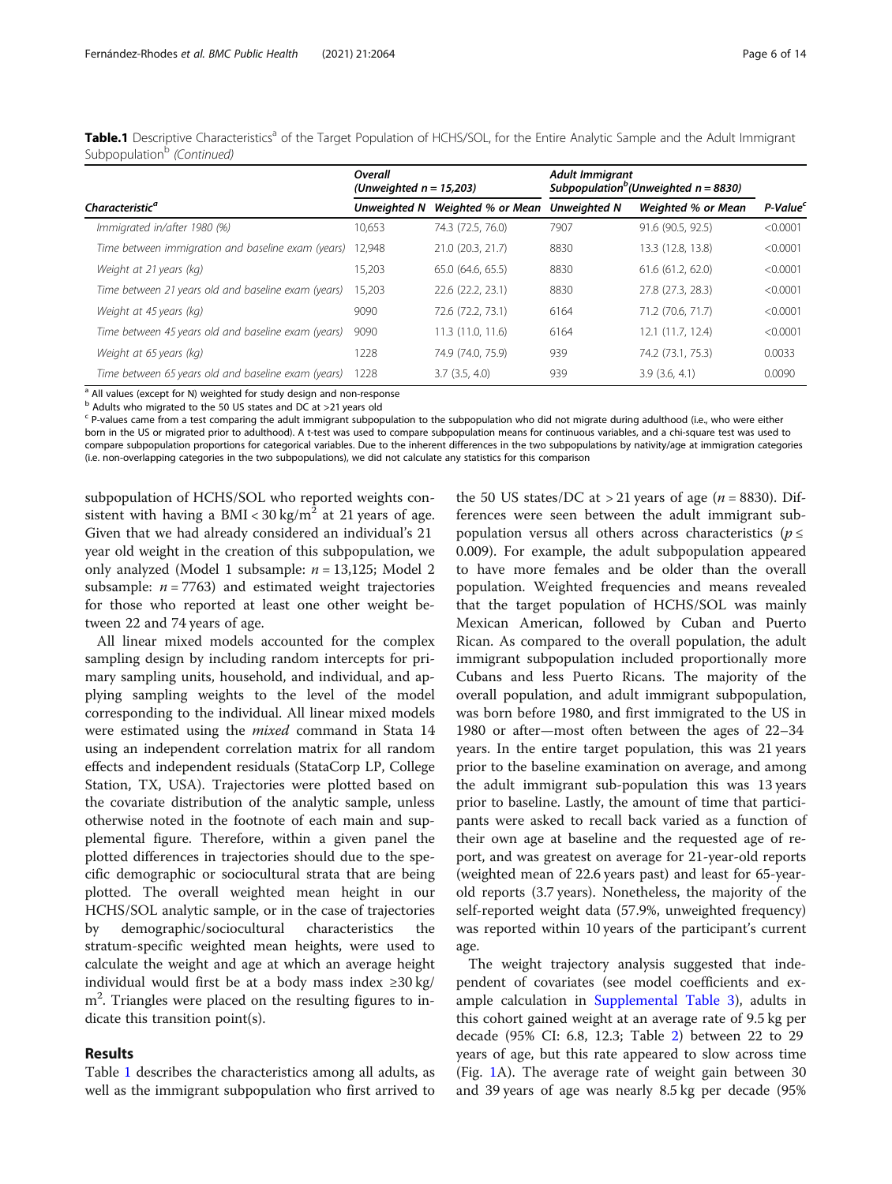**Table.1** Descriptive Characteristics[a] of the Target Population of HCHS/SOL, for the Entire Analytic Sample and the Adult Immigrant Subpopulation[b] *(Continued)*

| | *Overall (Unweighted n = 15,203)* | | *Adult Immigrant Subpopulation[b] (Unweighted n = 8830)* | | |
|---|---|---|---|---|---|
| ***Characteristic[a]*** | ***Unweighted N*** | ***Weighted % or Mean*** | ***Unweighted N*** | ***Weighted % or Mean*** | ***P-Value[c]*** |
| *Immigrated in/after 1980 (%)* | 10,653 | 74.3 (72.5, 76.0) | 7907 | 91.6 (90.5, 92.5) | <0.0001 |
| *Time between immigration and baseline exam (years)* | 12,948 | 21.0 (20.3, 21.7) | 8830 | 13.3 (12.8, 13.8) | <0.0001 |
| *Weight at 21 years (kg)* | 15,203 | 65.0 (64.6, 65.5) | 8830 | 61.6 (61.2, 62.0) | <0.0001 |
| *Time between 21 years old and baseline exam (years)* | 15,203 | 22.6 (22.2, 23.1) | 8830 | 27.8 (27.3, 28.3) | <0.0001 |
| *Weight at 45 years (kg)* | 9090 | 72.6 (72.2, 73.1) | 6164 | 71.2 (70.6, 71.7) | <0.0001 |
| *Time between 45 years old and baseline exam (years)* | 9090 | 11.3 (11.0, 11.6) | 6164 | 12.1 (11.7, 12.4) | <0.0001 |
| *Weight at 65 years (kg)* | 1228 | 74.9 (74.0, 75.9) | 939 | 74.2 (73.1, 75.3) | 0.0033 |
| *Time between 65 years old and baseline exam (years)* | 1228 | 3.7 (3.5, 4.0) | 939 | 3.9 (3.6, 4.1) | 0.0090 |

[a] All values (except for N) weighted for study design and non-response

[b] Adults who migrated to the 50 US states and DC at >21 years old

[c] P-values came from a test comparing the adult immigrant subpopulation to the subpopulation who did not migrate during adulthood (i.e., who were either born in the US or migrated prior to adulthood). A t-test was used to compare subpopulation means for continuous variables, and a chi-square test was used to compare subpopulation proportions for categorical variables. Due to the inherent differences in the two subpopulations by nativity/age at immigration categories (i.e. non-overlapping categories in the two subpopulations), we did not calculate any statistics for this comparison

subpopulation of HCHS/SOL who reported weights consistent with having a BMI < 30 kg/m$^2$ at 21 years of age. Given that we had already considered an individual's 21 year old weight in the creation of this subpopulation, we only analyzed (Model 1 subsample: $n$ = 13,125; Model 2 subsample: $n$ = 7763) and estimated weight trajectories for those who reported at least one other weight between 22 and 74 years of age.

All linear mixed models accounted for the complex sampling design by including random intercepts for primary sampling units, household, and individual, and applying sampling weights to the level of the model corresponding to the individual. All linear mixed models were estimated using the *mixed* command in Stata 14 using an independent correlation matrix for all random effects and independent residuals (StataCorp LP, College Station, TX, USA). Trajectories were plotted based on the covariate distribution of the analytic sample, unless otherwise noted in the footnote of each main and supplemental figure. Therefore, within a given panel the plotted differences in trajectories should due to the specific demographic or sociocultural strata that are being plotted. The overall weighted mean height in our HCHS/SOL analytic sample, or in the case of trajectories by demographic/sociocultural characteristics the stratum-specific weighted mean heights, were used to calculate the weight and age at which an average height individual would first be at a body mass index ≥30 kg/m$^2$. Triangles were placed on the resulting figures to indicate this transition point(s).

## Results

Table 1 describes the characteristics among all adults, as well as the immigrant subpopulation who first arrived to the 50 US states/DC at > 21 years of age ($n$ = 8830). Differences were seen between the adult immigrant subpopulation versus all others across characteristics ($p \leq 0.009$). For example, the adult subpopulation appeared to have more females and be older than the overall population. Weighted frequencies and means revealed that the target population of HCHS/SOL was mainly Mexican American, followed by Cuban and Puerto Rican. As compared to the overall population, the adult immigrant subpopulation included proportionally more Cubans and less Puerto Ricans. The majority of the overall population, and adult immigrant subpopulation, was born before 1980, and first immigrated to the US in 1980 or after—most often between the ages of 22–34 years. In the entire target population, this was 21 years prior to the baseline examination on average, and among the adult immigrant sub-population this was 13 years prior to baseline. Lastly, the amount of time that participants were asked to recall back varied as a function of their own age at baseline and the requested age of report, and was greatest on average for 21-year-old reports (weighted mean of 22.6 years past) and least for 65-year-old reports (3.7 years). Nonetheless, the majority of the self-reported weight data (57.9%, unweighted frequency) was reported within 10 years of the participant's current age.

The weight trajectory analysis suggested that independent of covariates (see model coefficients and example calculation in Supplemental Table 3), adults in this cohort gained weight at an average rate of 9.5 kg per decade (95% CI: 6.8, 12.3; Table 2) between 22 to 29 years of age, but this rate appeared to slow across time (Fig. 1A). The average rate of weight gain between 30 and 39 years of age was nearly 8.5 kg per decade (95%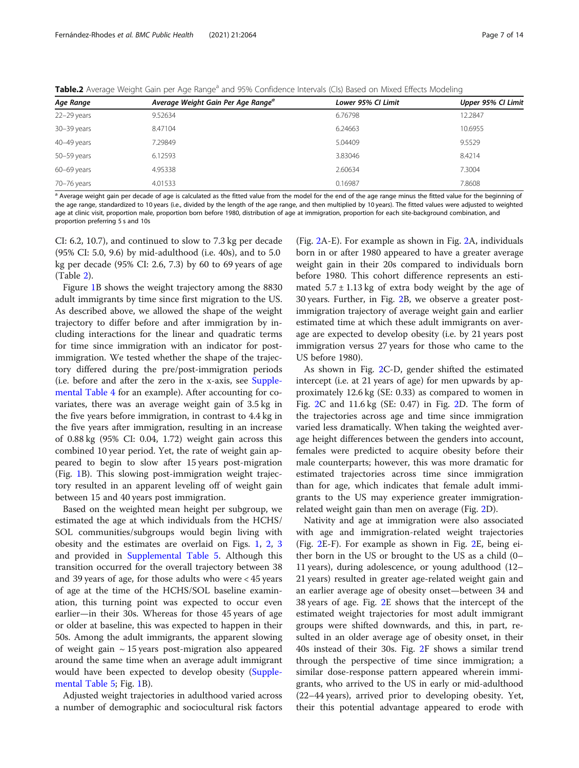**Table.2** Average Weight Gain per Age Range[a] and 95% Confidence Intervals (CIs) Based on Mixed Effects Modeling

| *Age Range* | *Average Weight Gain Per Age Range*[a] | *Lower 95% CI Limit* | *Upper 95% CI Limit* |
|---|---|---|---|
| 22–29 years | 9.52634 | 6.76798 | 12.2847 |
| 30–39 years | 8.47104 | 6.24663 | 10.6955 |
| 40–49 years | 7.29849 | 5.04409 | 9.5529 |
| 50–59 years | 6.12593 | 3.83046 | 8.4214 |
| 60–69 years | 4.95338 | 2.60634 | 7.3004 |
| 70–76 years | 4.01533 | 0.16987 | 7.8608 |

[a] Average weight gain per decade of age is calculated as the fitted value from the model for the end of the age range minus the fitted value for the beginning of the age range, standardized to 10 years (i.e., divided by the length of the age range, and then multiplied by 10 years). The fitted values were adjusted to weighted age at clinic visit, proportion male, proportion born before 1980, distribution of age at immigration, proportion for each site-background combination, and proportion preferring 5 s and 10s

CI: 6.2, 10.7), and continued to slow to 7.3 kg per decade (95% CI: 5.0, 9.6) by mid-adulthood (i.e. 40s), and to 5.0 kg per decade (95% CI: 2.6, 7.3) by 60 to 69 years of age (Table 2).

Figure 1B shows the weight trajectory among the 8830 adult immigrants by time since first migration to the US. As described above, we allowed the shape of the weight trajectory to differ before and after immigration by including interactions for the linear and quadratic terms for time since immigration with an indicator for post-immigration. We tested whether the shape of the trajectory differed during the pre/post-immigration periods (i.e. before and after the zero in the x-axis, see Supplemental Table 4 for an example). After accounting for covariates, there was an average weight gain of 3.5 kg in the five years before immigration, in contrast to 4.4 kg in the five years after immigration, resulting in an increase of 0.88 kg (95% CI: 0.04, 1.72) weight gain across this combined 10 year period. Yet, the rate of weight gain appeared to begin to slow after 15 years post-migration (Fig. 1B). This slowing post-immigration weight trajectory resulted in an apparent leveling off of weight gain between 15 and 40 years post immigration.

Based on the weighted mean height per subgroup, we estimated the age at which individuals from the HCHS/SOL communities/subgroups would begin living with obesity and the estimates are overlaid on Figs. 1, 2, 3 and provided in Supplemental Table 5. Although this transition occurred for the overall trajectory between 38 and 39 years of age, for those adults who were < 45 years of age at the time of the HCHS/SOL baseline examination, this turning point was expected to occur even earlier—in their 30s. Whereas for those 45 years of age or older at baseline, this was expected to happen in their 50s. Among the adult immigrants, the apparent slowing of weight gain ~ 15 years post-migration also appeared around the same time when an average adult immigrant would have been expected to develop obesity (Supplemental Table 5; Fig. 1B).

Adjusted weight trajectories in adulthood varied across a number of demographic and sociocultural risk factors (Fig. 2A-E). For example as shown in Fig. 2A, individuals born in or after 1980 appeared to have a greater average weight gain in their 20s compared to individuals born before 1980. This cohort difference represents an estimated 5.7 ± 1.13 kg of extra body weight by the age of 30 years. Further, in Fig. 2B, we observe a greater post-immigration trajectory of average weight gain and earlier estimated time at which these adult immigrants on average are expected to develop obesity (i.e. by 21 years post immigration versus 27 years for those who came to the US before 1980).

As shown in Fig. 2C-D, gender shifted the estimated intercept (i.e. at 21 years of age) for men upwards by approximately 12.6 kg (SE: 0.33) as compared to women in Fig. 2C and 11.6 kg (SE: 0.47) in Fig. 2D. The form of the trajectories across age and time since immigration varied less dramatically. When taking the weighted average height differences between the genders into account, females were predicted to acquire obesity before their male counterparts; however, this was more dramatic for estimated trajectories across time since immigration than for age, which indicates that female adult immigrants to the US may experience greater immigration-related weight gain than men on average (Fig. 2D).

Nativity and age at immigration were also associated with age and immigration-related weight trajectories (Fig. 2E-F). For example as shown in Fig. 2E, being either born in the US or brought to the US as a child (0–11 years), during adolescence, or young adulthood (12–21 years) resulted in greater age-related weight gain and an earlier average age of obesity onset—between 34 and 38 years of age. Fig. 2E shows that the intercept of the estimated weight trajectories for most adult immigrant groups were shifted downwards, and this, in part, resulted in an older average age of obesity onset, in their 40s instead of their 30s. Fig. 2F shows a similar trend through the perspective of time since immigration; a similar dose-response pattern appeared wherein immigrants, who arrived to the US in early or mid-adulthood (22–44 years), arrived prior to developing obesity. Yet, their this potential advantage appeared to erode with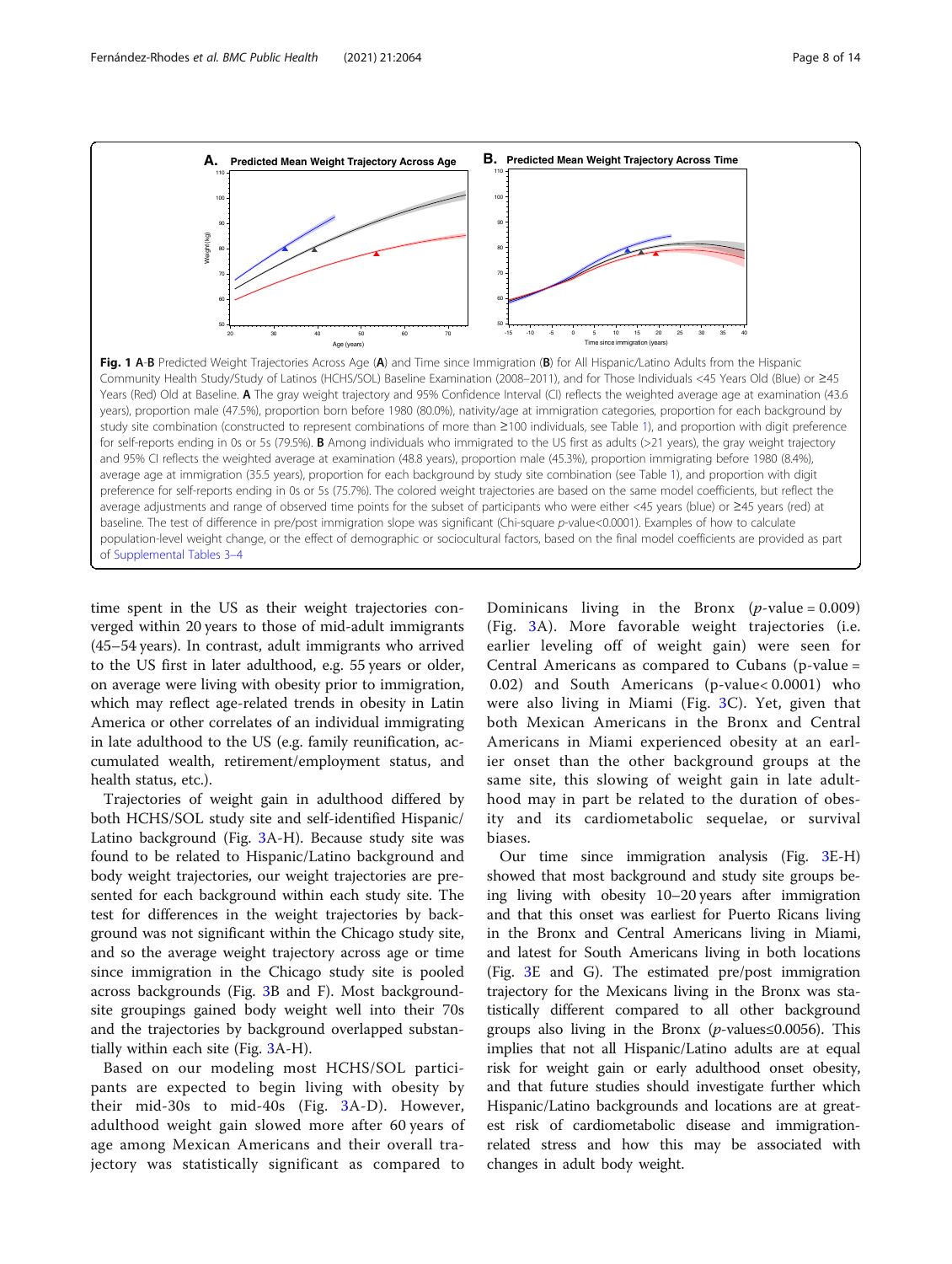**Fig. 1** A-B Predicted Weight Trajectories Across Age (**A**) and Time since Immigration (**B**) for All Hispanic/Latino Adults from the Hispanic Community Health Study/Study of Latinos (HCHS/SOL) Baseline Examination (2008–2011), and for Those Individuals <45 Years Old (Blue) or ≥45 Years (Red) Old at Baseline. **A** The gray weight trajectory and 95% Confidence Interval (CI) reflects the weighted average age at examination (43.6 years), proportion male (47.5%), proportion born before 1980 (80.0%), nativity/age at immigration categories, proportion for each background by study site combination (constructed to represent combinations of more than ≥100 individuals, see Table 1), and proportion with digit preference for self-reports ending in 0s or 5s (79.5%). **B** Among individuals who immigrated to the US first as adults (>21 years), the gray weight trajectory and 95% CI reflects the weighted average at examination (48.8 years), proportion male (45.3%), proportion immigrating before 1980 (8.4%), average age at immigration (35.5 years), proportion for each background by study site combination (see Table 1), and proportion with digit preference for self-reports ending in 0s or 5s (75.7%). The colored weight trajectories are based on the same model coefficients, but reflect the average adjustments and range of observed time points for the subset of participants who were either <45 years (blue) or ≥45 years (red) at baseline. The test of difference in pre/post immigration slope was significant (Chi-square *p*-value<0.0001). Examples of how to calculate population-level weight change, or the effect of demographic or sociocultural factors, based on the final model coefficients are provided as part of Supplemental Tables 3–4

time spent in the US as their weight trajectories converged within 20 years to those of mid-adult immigrants (45–54 years). In contrast, adult immigrants who arrived to the US first in later adulthood, e.g. 55 years or older, on average were living with obesity prior to immigration, which may reflect age-related trends in obesity in Latin America or other correlates of an individual immigrating in late adulthood to the US (e.g. family reunification, accumulated wealth, retirement/employment status, and health status, etc.).

Trajectories of weight gain in adulthood differed by both HCHS/SOL study site and self-identified Hispanic/Latino background (Fig. 3A-H). Because study site was found to be related to Hispanic/Latino background and body weight trajectories, our weight trajectories are presented for each background within each study site. The test for differences in the weight trajectories by background was not significant within the Chicago study site, and so the average weight trajectory across age or time since immigration in the Chicago study site is pooled across backgrounds (Fig. 3B and F). Most background-site groupings gained body weight well into their 70s and the trajectories by background overlapped substantially within each site (Fig. 3A-H).

Based on our modeling most HCHS/SOL participants are expected to begin living with obesity by their mid-30s to mid-40s (Fig. 3A-D). However, adulthood weight gain slowed more after 60 years of age among Mexican Americans and their overall trajectory was statistically significant as compared to Dominicans living in the Bronx ($p$-value = 0.009) (Fig. 3A). More favorable weight trajectories (i.e. earlier leveling off of weight gain) were seen for Central Americans as compared to Cubans (p-value = 0.02) and South Americans (p-value< 0.0001) who were also living in Miami (Fig. 3C). Yet, given that both Mexican Americans in the Bronx and Central Americans in Miami experienced obesity at an earlier onset than the other background groups at the same site, this slowing of weight gain in late adulthood may in part be related to the duration of obesity and its cardiometabolic sequelae, or survival biases.

Our time since immigration analysis (Fig. 3E-H) showed that most background and study site groups being living with obesity 10–20 years after immigration and that this onset was earliest for Puerto Ricans living in the Bronx and Central Americans living in Miami, and latest for South Americans living in both locations (Fig. 3E and G). The estimated pre/post immigration trajectory for the Mexicans living in the Bronx was statistically different compared to all other background groups also living in the Bronx ($p$-values≤0.0056). This implies that not all Hispanic/Latino adults are at equal risk for weight gain or early adulthood onset obesity, and that future studies should investigate further which Hispanic/Latino backgrounds and locations are at greatest risk of cardiometabolic disease and immigration-related stress and how this may be associated with changes in adult body weight.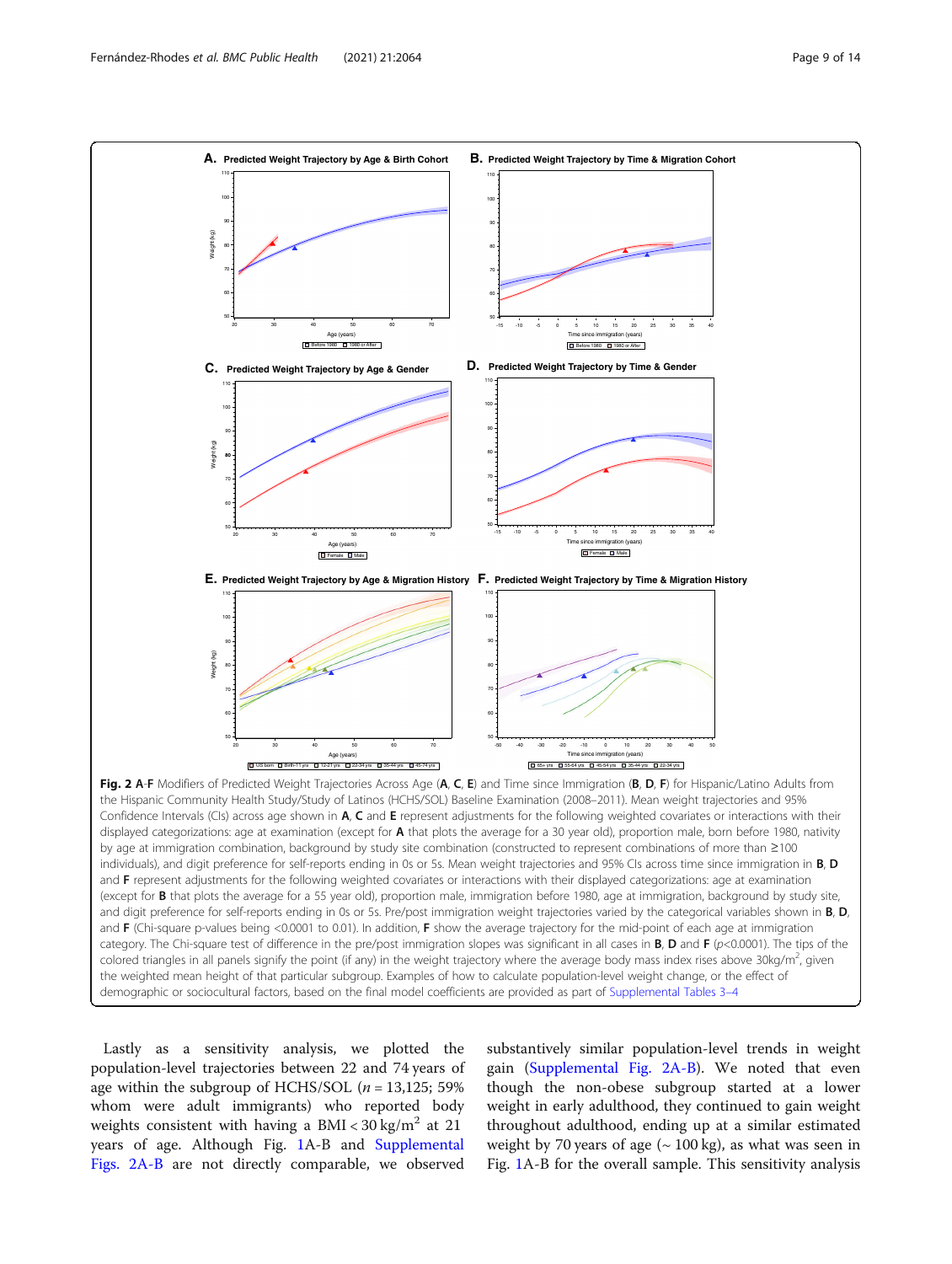**Fig. 2** A-F Modifiers of Predicted Weight Trajectories Across Age (**A**, **C**, **E**) and Time since Immigration (**B**, **D**, **F**) for Hispanic/Latino Adults from the Hispanic Community Health Study/Study of Latinos (HCHS/SOL) Baseline Examination (2008–2011). Mean weight trajectories and 95% Confidence Intervals (CIs) across age shown in **A**, **C** and **E** represent adjustments for the following weighted covariates or interactions with their displayed categorizations: age at examination (except for **A** that plots the average for a 30 year old), proportion male, born before 1980, nativity by age at immigration combination, background by study site combination (constructed to represent combinations of more than ≥100 individuals), and digit preference for self-reports ending in 0s or 5s. Mean weight trajectories and 95% CIs across time since immigration in **B**, **D** and **F** represent adjustments for the following weighted covariates or interactions with their displayed categorizations: age at examination (except for **B** that plots the average for a 55 year old), proportion male, immigration before 1980, age at immigration, background by study site, and digit preference for self-reports ending in 0s or 5s. Pre/post immigration weight trajectories varied by the categorical variables shown in **B**, **D**, and **F** (Chi-square p-values being <0.0001 to 0.01). In addition, **F** show the average trajectory for the mid-point of each age at immigration category. The Chi-square test of difference in the pre/post immigration slopes was significant in all cases in **B**, **D** and **F** ($p$<0.0001). The tips of the colored triangles in all panels signify the point (if any) in the weight trajectory where the average body mass index rises above 30kg/m$^2$, given the weighted mean height of that particular subgroup. Examples of how to calculate population-level weight change, or the effect of demographic or sociocultural factors, based on the final model coefficients are provided as part of Supplemental Tables 3–4

Lastly as a sensitivity analysis, we plotted the population-level trajectories between 22 and 74 years of age within the subgroup of HCHS/SOL ($n$ = 13,125; 59% whom were adult immigrants) who reported body weights consistent with having a BMI < 30 kg/m$^2$ at 21 years of age. Although Fig. 1A-B and Supplemental Figs. 2A-B are not directly comparable, we observed substantively similar population-level trends in weight gain (Supplemental Fig. 2A-B). We noted that even though the non-obese subgroup started at a lower weight in early adulthood, they continued to gain weight throughout adulthood, ending up at a similar estimated weight by 70 years of age (~ 100 kg), as what was seen in Fig. 1A-B for the overall sample. This sensitivity analysis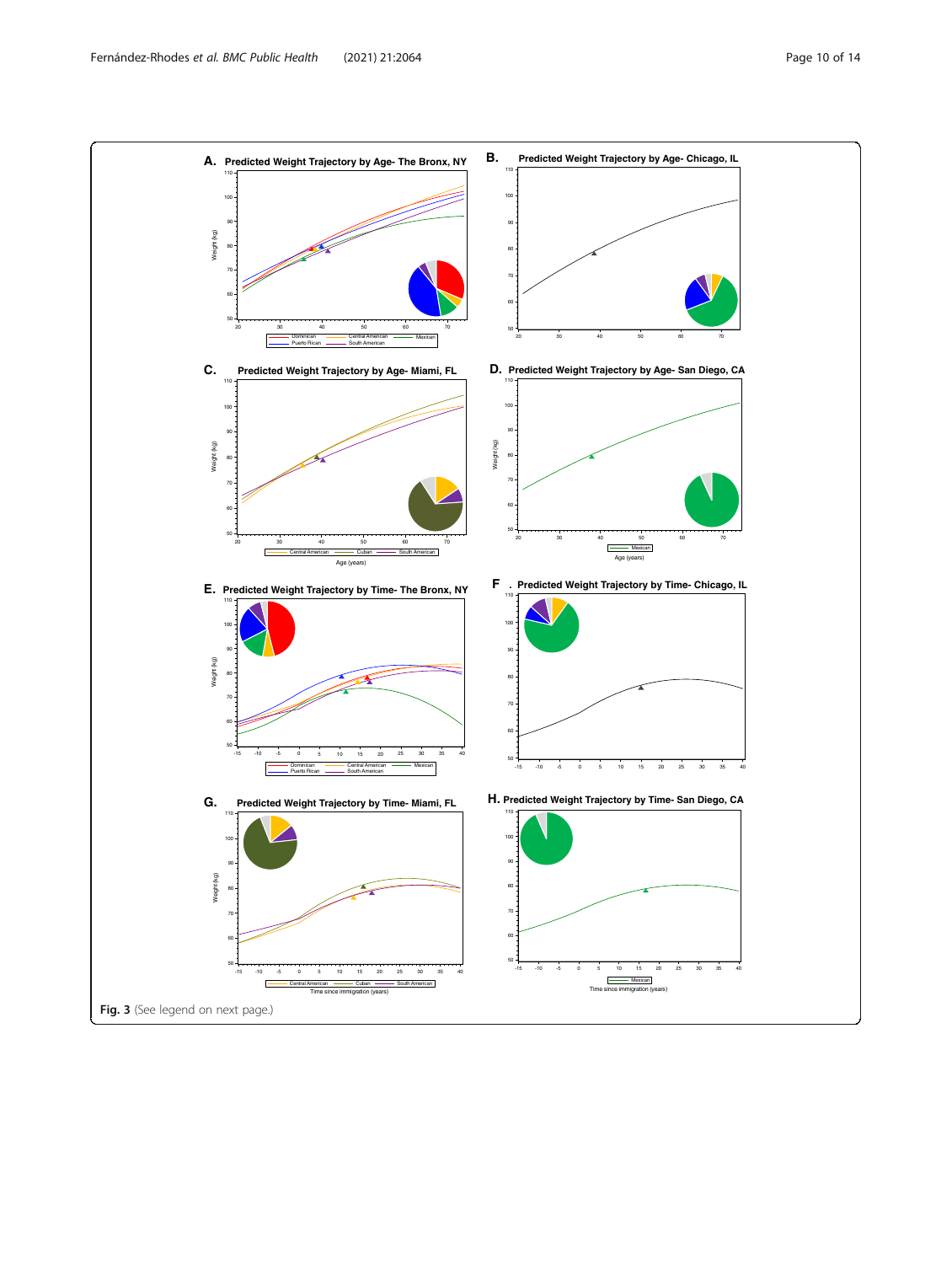Fig. 3 (See legend on next page.)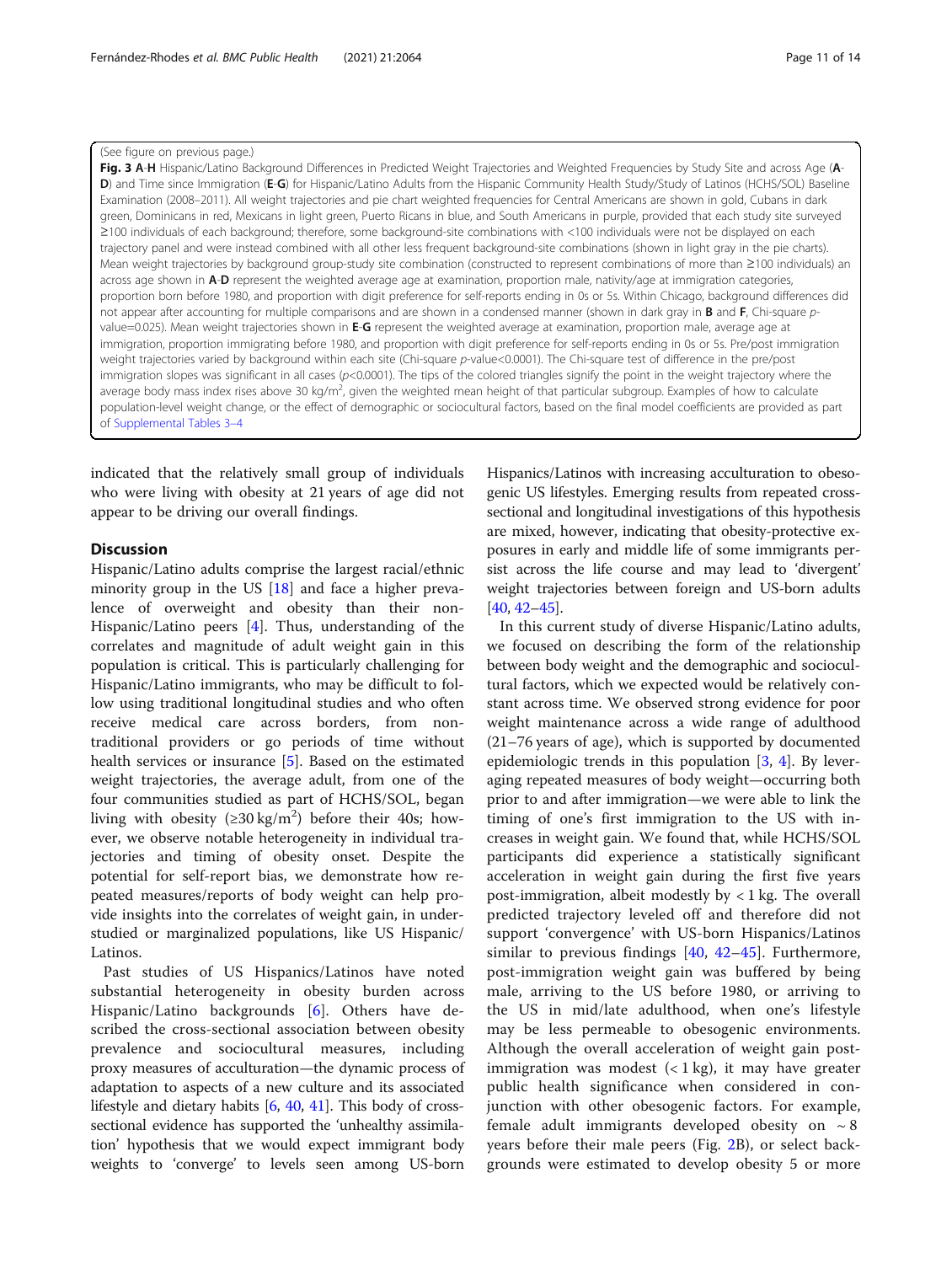(See figure on previous page.)

**Fig. 3 A-H** Hispanic/Latino Background Differences in Predicted Weight Trajectories and Weighted Frequencies by Study Site and across Age (**A-D**) and Time since Immigration (**E-G**) for Hispanic/Latino Adults from the Hispanic Community Health Study/Study of Latinos (HCHS/SOL) Baseline Examination (2008–2011). All weight trajectories and pie chart weighted frequencies for Central Americans are shown in gold, Cubans in dark green, Dominicans in red, Mexicans in light green, Puerto Ricans in blue, and South Americans in purple, provided that each study site surveyed ≥100 individuals of each background; therefore, some background-site combinations with <100 individuals were not be displayed on each trajectory panel and were instead combined with all other less frequent background-site combinations (shown in light gray in the pie charts). Mean weight trajectories by background group-study site combination (constructed to represent combinations of more than ≥100 individuals) an across age shown in **A-D** represent the weighted average age at examination, proportion male, nativity/age at immigration categories, proportion born before 1980, and proportion with digit preference for self-reports ending in 0s or 5s. Within Chicago, background differences did not appear after accounting for multiple comparisons and are shown in a condensed manner (shown in dark gray in **B** and **F**, Chi-square *p*-value=0.025). Mean weight trajectories shown in **E-G** represent the weighted average at examination, proportion male, average age at immigration, proportion immigrating before 1980, and proportion with digit preference for self-reports ending in 0s or 5s. Pre/post immigration weight trajectories varied by background within each site (Chi-square *p*-value<0.0001). The Chi-square test of difference in the pre/post immigration slopes was significant in all cases ($p$<0.0001). The tips of the colored triangles signify the point in the weight trajectory where the average body mass index rises above 30 kg/m$^2$, given the weighted mean height of that particular subgroup. Examples of how to calculate population-level weight change, or the effect of demographic or sociocultural factors, based on the final model coefficients are provided as part of Supplemental Tables 3–4

indicated that the relatively small group of individuals who were living with obesity at 21 years of age did not appear to be driving our overall findings.

## Discussion

Hispanic/Latino adults comprise the largest racial/ethnic minority group in the US [18] and face a higher prevalence of overweight and obesity than their non-Hispanic/Latino peers [4]. Thus, understanding of the correlates and magnitude of adult weight gain in this population is critical. This is particularly challenging for Hispanic/Latino immigrants, who may be difficult to follow using traditional longitudinal studies and who often receive medical care across borders, from non-traditional providers or go periods of time without health services or insurance [5]. Based on the estimated weight trajectories, the average adult, from one of the four communities studied as part of HCHS/SOL, began living with obesity (≥30 kg/m$^2$) before their 40s; however, we observe notable heterogeneity in individual trajectories and timing of obesity onset. Despite the potential for self-report bias, we demonstrate how repeated measures/reports of body weight can help provide insights into the correlates of weight gain, in under-studied or marginalized populations, like US Hispanic/Latinos.

Past studies of US Hispanics/Latinos have noted substantial heterogeneity in obesity burden across Hispanic/Latino backgrounds [6]. Others have described the cross-sectional association between obesity prevalence and sociocultural measures, including proxy measures of acculturation—the dynamic process of adaptation to aspects of a new culture and its associated lifestyle and dietary habits [6, 40, 41]. This body of cross-sectional evidence has supported the 'unhealthy assimilation' hypothesis that we would expect immigrant body weights to 'converge' to levels seen among US-born Hispanics/Latinos with increasing acculturation to obesogenic US lifestyles. Emerging results from repeated cross-sectional and longitudinal investigations of this hypothesis are mixed, however, indicating that obesity-protective exposures in early and middle life of some immigrants persist across the life course and may lead to 'divergent' weight trajectories between foreign and US-born adults [40, 42–45].

In this current study of diverse Hispanic/Latino adults, we focused on describing the form of the relationship between body weight and the demographic and sociocultural factors, which we expected would be relatively constant across time. We observed strong evidence for poor weight maintenance across a wide range of adulthood (21–76 years of age), which is supported by documented epidemiologic trends in this population [3, 4]. By leveraging repeated measures of body weight—occurring both prior to and after immigration—we were able to link the timing of one's first immigration to the US with increases in weight gain. We found that, while HCHS/SOL participants did experience a statistically significant acceleration in weight gain during the first five years post-immigration, albeit modestly by < 1 kg. The overall predicted trajectory leveled off and therefore did not support 'convergence' with US-born Hispanics/Latinos similar to previous findings [40, 42–45]. Furthermore, post-immigration weight gain was buffered by being male, arriving to the US before 1980, or arriving to the US in mid/late adulthood, when one's lifestyle may be less permeable to obesogenic environments. Although the overall acceleration of weight gain post-immigration was modest (< 1 kg), it may have greater public health significance when considered in conjunction with other obesogenic factors. For example, female adult immigrants developed obesity on ~ 8 years before their male peers (Fig. 2B), or select backgrounds were estimated to develop obesity 5 or more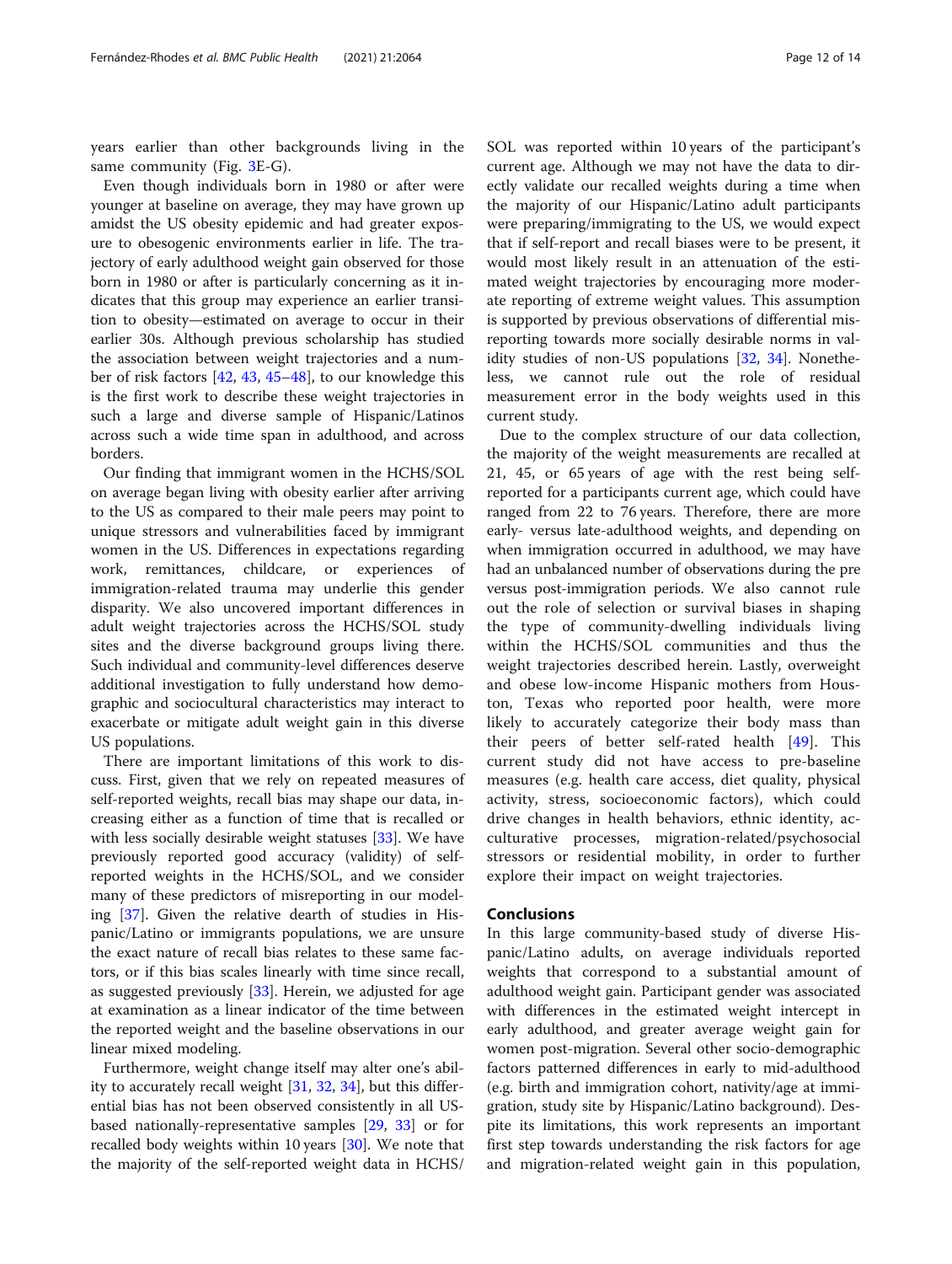years earlier than other backgrounds living in the same community (Fig. 3E-G).

Even though individuals born in 1980 or after were younger at baseline on average, they may have grown up amidst the US obesity epidemic and had greater exposure to obesogenic environments earlier in life. The trajectory of early adulthood weight gain observed for those born in 1980 or after is particularly concerning as it indicates that this group may experience an earlier transition to obesity—estimated on average to occur in their earlier 30s. Although previous scholarship has studied the association between weight trajectories and a number of risk factors [42, 43, 45–48], to our knowledge this is the first work to describe these weight trajectories in such a large and diverse sample of Hispanic/Latinos across such a wide time span in adulthood, and across borders.

Our finding that immigrant women in the HCHS/SOL on average began living with obesity earlier after arriving to the US as compared to their male peers may point to unique stressors and vulnerabilities faced by immigrant women in the US. Differences in expectations regarding work, remittances, childcare, or experiences of immigration-related trauma may underlie this gender disparity. We also uncovered important differences in adult weight trajectories across the HCHS/SOL study sites and the diverse background groups living there. Such individual and community-level differences deserve additional investigation to fully understand how demographic and sociocultural characteristics may interact to exacerbate or mitigate adult weight gain in this diverse US populations.

There are important limitations of this work to discuss. First, given that we rely on repeated measures of self-reported weights, recall bias may shape our data, increasing either as a function of time that is recalled or with less socially desirable weight statuses [33]. We have previously reported good accuracy (validity) of self-reported weights in the HCHS/SOL, and we consider many of these predictors of misreporting in our modeling [37]. Given the relative dearth of studies in Hispanic/Latino or immigrants populations, we are unsure the exact nature of recall bias relates to these same factors, or if this bias scales linearly with time since recall, as suggested previously [33]. Herein, we adjusted for age at examination as a linear indicator of the time between the reported weight and the baseline observations in our linear mixed modeling.

Furthermore, weight change itself may alter one's ability to accurately recall weight [31, 32, 34], but this differential bias has not been observed consistently in all US-based nationally-representative samples [29, 33] or for recalled body weights within 10 years [30]. We note that the majority of the self-reported weight data in HCHS/SOL was reported within 10 years of the participant's current age. Although we may not have the data to directly validate our recalled weights during a time when the majority of our Hispanic/Latino adult participants were preparing/immigrating to the US, we would expect that if self-report and recall biases were to be present, it would most likely result in an attenuation of the estimated weight trajectories by encouraging more moderate reporting of extreme weight values. This assumption is supported by previous observations of differential misreporting towards more socially desirable norms in validity studies of non-US populations [32, 34]. Nonetheless, we cannot rule out the role of residual measurement error in the body weights used in this current study.

Due to the complex structure of our data collection, the majority of the weight measurements are recalled at 21, 45, or 65 years of age with the rest being self-reported for a participants current age, which could have ranged from 22 to 76 years. Therefore, there are more early- versus late-adulthood weights, and depending on when immigration occurred in adulthood, we may have had an unbalanced number of observations during the pre versus post-immigration periods. We also cannot rule out the role of selection or survival biases in shaping the type of community-dwelling individuals living within the HCHS/SOL communities and thus the weight trajectories described herein. Lastly, overweight and obese low-income Hispanic mothers from Houston, Texas who reported poor health, were more likely to accurately categorize their body mass than their peers of better self-rated health [49]. This current study did not have access to pre-baseline measures (e.g. health care access, diet quality, physical activity, stress, socioeconomic factors), which could drive changes in health behaviors, ethnic identity, acculturative processes, migration-related/psychosocial stressors or residential mobility, in order to further explore their impact on weight trajectories.

## Conclusions

In this large community-based study of diverse Hispanic/Latino adults, on average individuals reported weights that correspond to a substantial amount of adulthood weight gain. Participant gender was associated with differences in the estimated weight intercept in early adulthood, and greater average weight gain for women post-migration. Several other socio-demographic factors patterned differences in early to mid-adulthood (e.g. birth and immigration cohort, nativity/age at immigration, study site by Hispanic/Latino background). Despite its limitations, this work represents an important first step towards understanding the risk factors for age and migration-related weight gain in this population,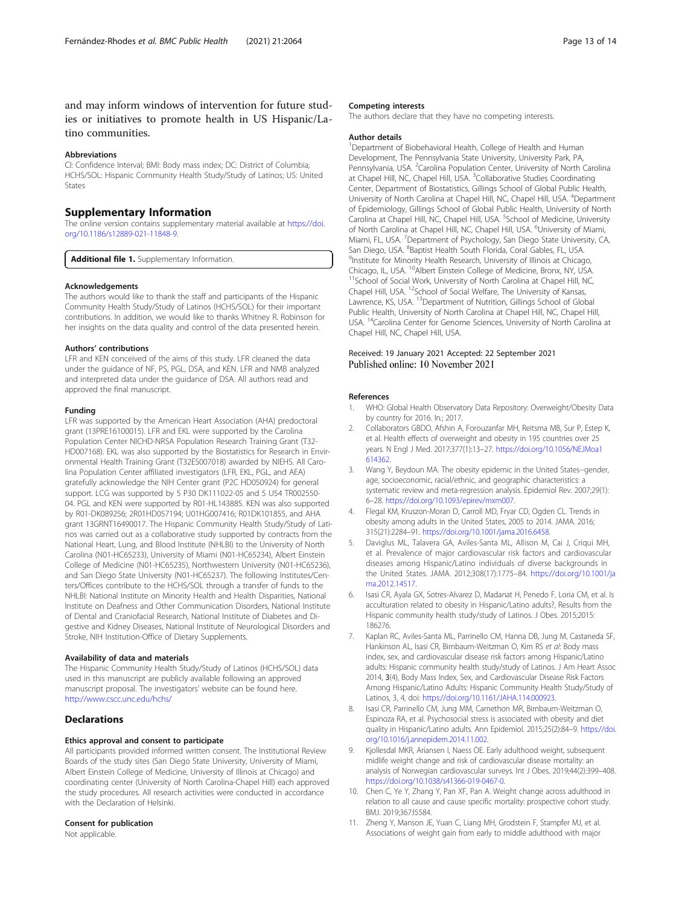and may inform windows of intervention for future studies or initiatives to promote health in US Hispanic/Latino communities.

### Abbreviations

CI: Confidence Interval; BMI: Body mass index; DC: District of Columbia; HCHS/SOL: Hispanic Community Health Study/Study of Latinos; US: United States

## Supplementary Information

The online version contains supplementary material available at https://doi.org/10.1186/s12889-021-11848-9.

**Additional file 1.** Supplementary Information.

### Acknowledgements

The authors would like to thank the staff and participants of the Hispanic Community Health Study/Study of Latinos (HCHS/SOL) for their important contributions. In addition, we would like to thanks Whitney R. Robinson for her insights on the data quality and control of the data presented herein.

### Authors' contributions

LFR and KEN conceived of the aims of this study. LFR cleaned the data under the guidance of NF, PS, PGL, DSA, and KEN. LFR and NMB analyzed and interpreted data under the guidance of DSA. All authors read and approved the final manuscript.

### Funding

LFR was supported by the American Heart Association (AHA) predoctoral grant (13PRE16100015). LFR and EKL were supported by the Carolina Population Center NICHD-NRSA Population Research Training Grant (T32-HD007168). EKL was also supported by the Biostatistics for Research in Environmental Health Training Grant (T32ES007018) awarded by NIEHS. All Carolina Population Center affiliated investigators (LFR, EKL, PGL, and AEA) gratefully acknowledge the NIH Center grant (P2C HD050924) for general support. LCG was supported by 5 P30 DK111022-05 and 5 U54 TR002550-04. PGL and KEN were supported by R01-HL143885. KEN was also supported by R01-DK089256; 2R01HD057194; U01HG007416; R01DK101855, and AHA grant 13GRNT16490017. The Hispanic Community Health Study/Study of Latinos was carried out as a collaborative study supported by contracts from the National Heart, Lung, and Blood Institute (NHLBI) to the University of North Carolina (N01-HC65233), University of Miami (N01-HC65234), Albert Einstein College of Medicine (N01-HC65235), Northwestern University (N01-HC65236), and San Diego State University (N01-HC65237). The following Institutes/Centers/Offices contribute to the HCHS/SOL through a transfer of funds to the NHLBI: National Institute on Minority Health and Health Disparities, National Institute on Deafness and Other Communication Disorders, National Institute of Dental and Craniofacial Research, National Institute of Diabetes and Digestive and Kidney Diseases, National Institute of Neurological Disorders and Stroke, NIH Institution-Office of Dietary Supplements.

### Availability of data and materials

The Hispanic Community Health Study/Study of Latinos (HCHS/SOL) data used in this manuscript are publicly available following an approved manuscript proposal. The investigators' website can be found here. http://www.cscc.unc.edu/hchs/

## Declarations

### Ethics approval and consent to participate

All participants provided informed written consent. The Institutional Review Boards of the study sites (San Diego State University, University of Miami, Albert Einstein College of Medicine, University of Illinois at Chicago) and coordinating center (University of North Carolina-Chapel Hill) each approved the study procedures. All research activities were conducted in accordance with the Declaration of Helsinki.

### Consent for publication

Not applicable.

### Competing interests

The authors declare that they have no competing interests.

### Author details

[1]Department of Biobehavioral Health, College of Health and Human Development, The Pennsylvania State University, University Park, PA, Pennsylvania, USA. [2]Carolina Population Center, University of North Carolina at Chapel Hill, NC, Chapel Hill, USA. [3]Collaborative Studies Coordinating Center, Department of Biostatistics, Gillings School of Global Public Health, University of North Carolina at Chapel Hill, NC, Chapel Hill, USA. [4]Department of Epidemiology, Gillings School of Global Public Health, University of North Carolina at Chapel Hill, NC, Chapel Hill, USA. [5]School of Medicine, University of North Carolina at Chapel Hill, NC, Chapel Hill, USA. [6]University of Miami, Miami, FL, USA. [7]Department of Psychology, San Diego State University, CA, San Diego, USA. [8]Baptist Health South Florida, Coral Gables, FL, USA. [9]Institute for Minority Health Research, University of Illinois at Chicago, Chicago, IL, USA. [10]Albert Einstein College of Medicine, Bronx, NY, USA. [11]School of Social Work, University of North Carolina at Chapel Hill, NC, Chapel Hill, USA. [12]School of Social Welfare, The University of Kansas, Lawrence, KS, USA. [13]Department of Nutrition, Gillings School of Global Public Health, University of North Carolina at Chapel Hill, NC, Chapel Hill, USA. [14]Carolina Center for Genome Sciences, University of North Carolina at Chapel Hill, NC, Chapel Hill, USA.

Received: 19 January 2021 Accepted: 22 September 2021
Published online: 10 November 2021

### References

1. WHO: Global Health Observatory Data Repository: Overweight/Obesity Data by country for 2016. In.; 2017.
2. Collaborators GBDO, Afshin A, Forouzanfar MH, Reitsma MB, Sur P, Estep K, et al. Health effects of overweight and obesity in 195 countries over 25 years. N Engl J Med. 2017;377(1):13–27. https://doi.org/10.1056/NEJMoa1614362.
3. Wang Y, Beydoun MA. The obesity epidemic in the United States--gender, age, socioeconomic, racial/ethnic, and geographic characteristics: a systematic review and meta-regression analysis. Epidemiol Rev. 2007;29(1):6–28. https://doi.org/10.1093/epirev/mxm007.
4. Flegal KM, Kruszon-Moran D, Carroll MD, Fryar CD, Ogden CL. Trends in obesity among adults in the United States, 2005 to 2014. JAMA. 2016;315(21):2284–91. https://doi.org/10.1001/jama.2016.6458.
5. Daviglus ML, Talavera GA, Aviles-Santa ML, Allison M, Cai J, Criqui MH, et al. Prevalence of major cardiovascular risk factors and cardiovascular diseases among Hispanic/Latino individuals of diverse backgrounds in the United States. JAMA. 2012;308(17):1775–84. https://doi.org/10.1001/jama.2012.14517.
6. Isasi CR, Ayala GX, Sotres-Alvarez D, Madanat H, Penedo F, Loria CM, et al. Is acculturation related to obesity in Hispanic/Latino adults?, Results from the Hispanic community health study/study of Latinos. J Obes. 2015;2015:186276.
7. Kaplan RC, Aviles-Santa ML, Parrinello CM, Hanna DB, Jung M, Castaneda SF, Hankinson AL, Isasi CR, Birnbaum-Weitzman O, Kim RS *et al*: Body mass index, sex, and cardiovascular disease risk factors among Hispanic/Latino adults: Hispanic community health study/study of Latinos. J Am Heart Assoc 2014, 3(4), Body Mass Index, Sex, and Cardiovascular Disease Risk Factors Among Hispanic/Latino Adults: Hispanic Community Health Study/Study of Latinos, 3, 4, doi: https://doi.org/10.1161/JAHA.114.000923.
8. Isasi CR, Parrinello CM, Jung MM, Carnethon MR, Birnbaum-Weitzman O, Espinoza RA, et al. Psychosocial stress is associated with obesity and diet quality in Hispanic/Latino adults. Ann Epidemiol. 2015;25(2):84–9. https://doi.org/10.1016/j.annepidem.2014.11.002.
9. Kjollesdal MKR, Ariansen I, Naess OE. Early adulthood weight, subsequent midlife weight change and risk of cardiovascular disease mortality: an analysis of Norwegian cardiovascular surveys. Int J Obes. 2019;44(2):399–408. https://doi.org/10.1038/s41366-019-0467-0.
10. Chen C, Ye Y, Zhang Y, Pan XF, Pan A. Weight change across adulthood in relation to all cause and cause specific mortality: prospective cohort study. BMJ. 2019;367:l5584.
11. Zheng Y, Manson JE, Yuan C, Liang MH, Grodstein F, Stampfer MJ, et al. Associations of weight gain from early to middle adulthood with major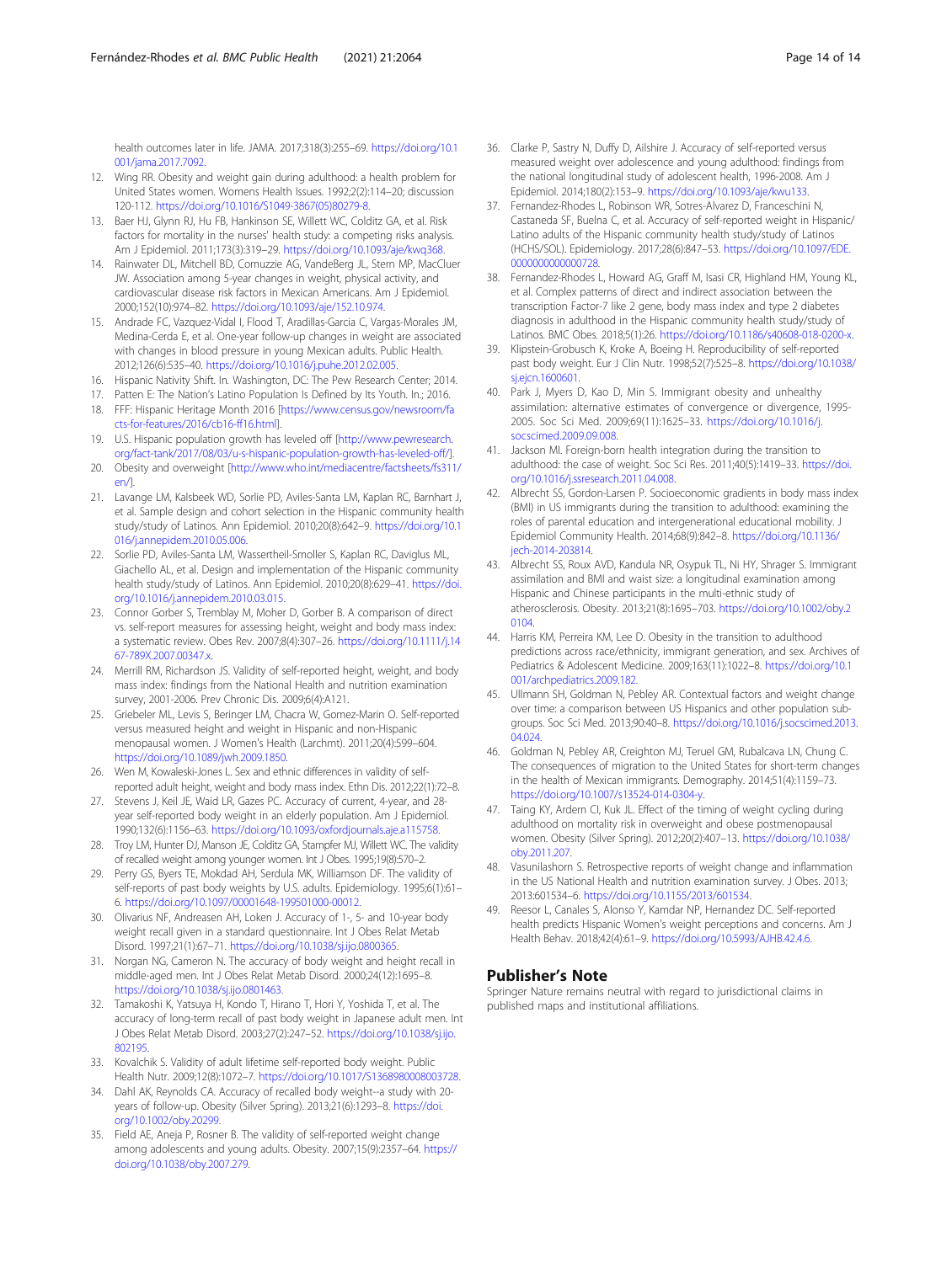health outcomes later in life. JAMA. 2017;318(3):255–69. https://doi.org/10.1001/jama.2017.7092.

12. Wing RR. Obesity and weight gain during adulthood: a health problem for United States women. Womens Health Issues. 1992;2(2):114–20; discussion 120-112. https://doi.org/10.1016/S1049-3867(05)80279-8.
13. Baer HJ, Glynn RJ, Hu FB, Hankinson SE, Willett WC, Colditz GA, et al. Risk factors for mortality in the nurses' health study: a competing risks analysis. Am J Epidemiol. 2011;173(3):319–29. https://doi.org/10.1093/aje/kwq368.
14. Rainwater DL, Mitchell BD, Comuzzie AG, VandeBerg JL, Stern MP, MacCluer JW. Association among 5-year changes in weight, physical activity, and cardiovascular disease risk factors in Mexican Americans. Am J Epidemiol. 2000;152(10):974–82. https://doi.org/10.1093/aje/152.10.974.
15. Andrade FC, Vazquez-Vidal I, Flood T, Aradillas-Garcia C, Vargas-Morales JM, Medina-Cerda E, et al. One-year follow-up changes in weight are associated with changes in blood pressure in young Mexican adults. Public Health. 2012;126(6):535–40. https://doi.org/10.1016/j.puhe.2012.02.005.
16. Hispanic Nativity Shift. In. Washington, DC: The Pew Research Center; 2014.
17. Patten E: The Nation's Latino Population Is Defined by Its Youth. In.; 2016.
18. FFF: Hispanic Heritage Month 2016 [https://www.census.gov/newsroom/facts-for-features/2016/cb16-ff16.html].
19. U.S. Hispanic population growth has leveled off [http://www.pewresearch.org/fact-tank/2017/08/03/u-s-hispanic-population-growth-has-leveled-off/].
20. Obesity and overweight [http://www.who.int/mediacentre/factsheets/fs311/en/].
21. Lavange LM, Kalsbeek WD, Sorlie PD, Aviles-Santa LM, Kaplan RC, Barnhart J, et al. Sample design and cohort selection in the Hispanic community health study/study of Latinos. Ann Epidemiol. 2010;20(8):642–9. https://doi.org/10.1016/j.annepidem.2010.05.006.
22. Sorlie PD, Aviles-Santa LM, Wassertheil-Smoller S, Kaplan RC, Daviglus ML, Giachello AL, et al. Design and implementation of the Hispanic community health study/study of Latinos. Ann Epidemiol. 2010;20(8):629–41. https://doi.org/10.1016/j.annepidem.2010.03.015.
23. Connor Gorber S, Tremblay M, Moher D, Gorber B. A comparison of direct vs. self-report measures for assessing height, weight and body mass index: a systematic review. Obes Rev. 2007;8(4):307–26. https://doi.org/10.1111/j.1467-789X.2007.00347.x.
24. Merrill RM, Richardson JS. Validity of self-reported height, weight, and body mass index: findings from the National Health and nutrition examination survey, 2001-2006. Prev Chronic Dis. 2009;6(4):A121.
25. Griebeler ML, Levis S, Beringer LM, Chacra W, Gomez-Marin O. Self-reported versus measured height and weight in Hispanic and non-Hispanic menopausal women. J Women's Health (Larchmt). 2011;20(4):599–604. https://doi.org/10.1089/jwh.2009.1850.
26. Wen M, Kowaleski-Jones L. Sex and ethnic differences in validity of self-reported adult height, weight and body mass index. Ethn Dis. 2012;22(1):72–8.
27. Stevens J, Keil JE, Waid LR, Gazes PC. Accuracy of current, 4-year, and 28-year self-reported body weight in an elderly population. Am J Epidemiol. 1990;132(6):1156–63. https://doi.org/10.1093/oxfordjournals.aje.a115758.
28. Troy LM, Hunter DJ, Manson JE, Colditz GA, Stampfer MJ, Willett WC. The validity of recalled weight among younger women. Int J Obes. 1995;19(8):570–2.
29. Perry GS, Byers TE, Mokdad AH, Serdula MK, Williamson DF. The validity of self-reports of past body weights by U.S. adults. Epidemiology. 1995;6(1):61–6. https://doi.org/10.1097/00001648-199501000-00012.
30. Olivarius NF, Andreasen AH, Loken J. Accuracy of 1-, 5- and 10-year body weight recall given in a standard questionnaire. Int J Obes Relat Metab Disord. 1997;21(1):67–71. https://doi.org/10.1038/sj.ijo.0800365.
31. Norgan NG, Cameron N. The accuracy of body weight and height recall in middle-aged men. Int J Obes Relat Metab Disord. 2000;24(12):1695–8. https://doi.org/10.1038/sj.ijo.0801463.
32. Tamakoshi K, Yatsuya H, Kondo T, Hirano T, Hori Y, Yoshida T, et al. The accuracy of long-term recall of past body weight in Japanese adult men. Int J Obes Relat Metab Disord. 2003;27(2):247–52. https://doi.org/10.1038/sj.ijo.802195.
33. Kovalchik S. Validity of adult lifetime self-reported body weight. Public Health Nutr. 2009;12(8):1072–7. https://doi.org/10.1017/S1368980008003728.
34. Dahl AK, Reynolds CA. Accuracy of recalled body weight--a study with 20-years of follow-up. Obesity (Silver Spring). 2013;21(6):1293–8. https://doi.org/10.1002/oby.20299.
35. Field AE, Aneja P, Rosner B. The validity of self-reported weight change among adolescents and young adults. Obesity. 2007;15(9):2357–64. https://doi.org/10.1038/oby.2007.279.
36. Clarke P, Sastry N, Duffy D, Ailshire J. Accuracy of self-reported versus measured weight over adolescence and young adulthood: findings from the national longitudinal study of adolescent health, 1996-2008. Am J Epidemiol. 2014;180(2):153–9. https://doi.org/10.1093/aje/kwu133.
37. Fernandez-Rhodes L, Robinson WR, Sotres-Alvarez D, Franceschini N, Castaneda SF, Buelna C, et al. Accuracy of self-reported weight in Hispanic/Latino adults of the Hispanic community health study/study of Latinos (HCHS/SOL). Epidemiology. 2017;28(6):847–53. https://doi.org/10.1097/EDE.0000000000000728.
38. Fernandez-Rhodes L, Howard AG, Graff M, Isasi CR, Highland HM, Young KL, et al. Complex patterns of direct and indirect association between the transcription Factor-7 like 2 gene, body mass index and type 2 diabetes diagnosis in adulthood in the Hispanic community health study/study of Latinos. BMC Obes. 2018;5(1):26. https://doi.org/10.1186/s40608-018-0200-x.
39. Klipstein-Grobusch K, Kroke A, Boeing H. Reproducibility of self-reported past body weight. Eur J Clin Nutr. 1998;52(7):525–8. https://doi.org/10.1038/sj.ejcn.1600601.
40. Park J, Myers D, Kao D, Min S. Immigrant obesity and unhealthy assimilation: alternative estimates of convergence or divergence, 1995-2005. Soc Sci Med. 2009;69(11):1625–33. https://doi.org/10.1016/j.socscimed.2009.09.008.
41. Jackson MI. Foreign-born health integration during the transition to adulthood: the case of weight. Soc Sci Res. 2011;40(5):1419–33. https://doi.org/10.1016/j.ssresearch.2011.04.008.
42. Albrecht SS, Gordon-Larsen P. Socioeconomic gradients in body mass index (BMI) in US immigrants during the transition to adulthood: examining the roles of parental education and intergenerational educational mobility. J Epidemiol Community Health. 2014;68(9):842–8. https://doi.org/10.1136/jech-2014-203814.
43. Albrecht SS, Roux AVD, Kandula NR, Osypuk TL, Ni HY, Shrager S. Immigrant assimilation and BMI and waist size: a longitudinal examination among Hispanic and Chinese participants in the multi-ethnic study of atherosclerosis. Obesity. 2013;21(8):1695–703. https://doi.org/10.1002/oby.20104.
44. Harris KM, Perreira KM, Lee D. Obesity in the transition to adulthood predictions across race/ethnicity, immigrant generation, and sex. Archives of Pediatrics & Adolescent Medicine. 2009;163(11):1022–8. https://doi.org/10.1001/archpediatrics.2009.182.
45. Ullmann SH, Goldman N, Pebley AR. Contextual factors and weight change over time: a comparison between US Hispanics and other population sub-groups. Soc Sci Med. 2013;90:40–8. https://doi.org/10.1016/j.socscimed.2013.04.024.
46. Goldman N, Pebley AR, Creighton MJ, Teruel GM, Rubalcava LN, Chung C. The consequences of migration to the United States for short-term changes in the health of Mexican immigrants. Demography. 2014;51(4):1159–73. https://doi.org/10.1007/s13524-014-0304-y.
47. Taing KY, Ardern CI, Kuk JL. Effect of the timing of weight cycling during adulthood on mortality risk in overweight and obese postmenopausal women. Obesity (Silver Spring). 2012;20(2):407–13. https://doi.org/10.1038/oby.2011.207.
48. Vasunilashorn S. Retrospective reports of weight change and inflammation in the US National Health and nutrition examination survey. J Obes. 2013; 2013:601534–6. https://doi.org/10.1155/2013/601534.
49. Reesor L, Canales S, Alonso Y, Kamdar NP, Hernandez DC. Self-reported health predicts Hispanic Women's weight perceptions and concerns. Am J Health Behav. 2018;42(4):61–9. https://doi.org/10.5993/AJHB.42.4.6.

## Publisher's Note

Springer Nature remains neutral with regard to jurisdictional claims in published maps and institutional affiliations.